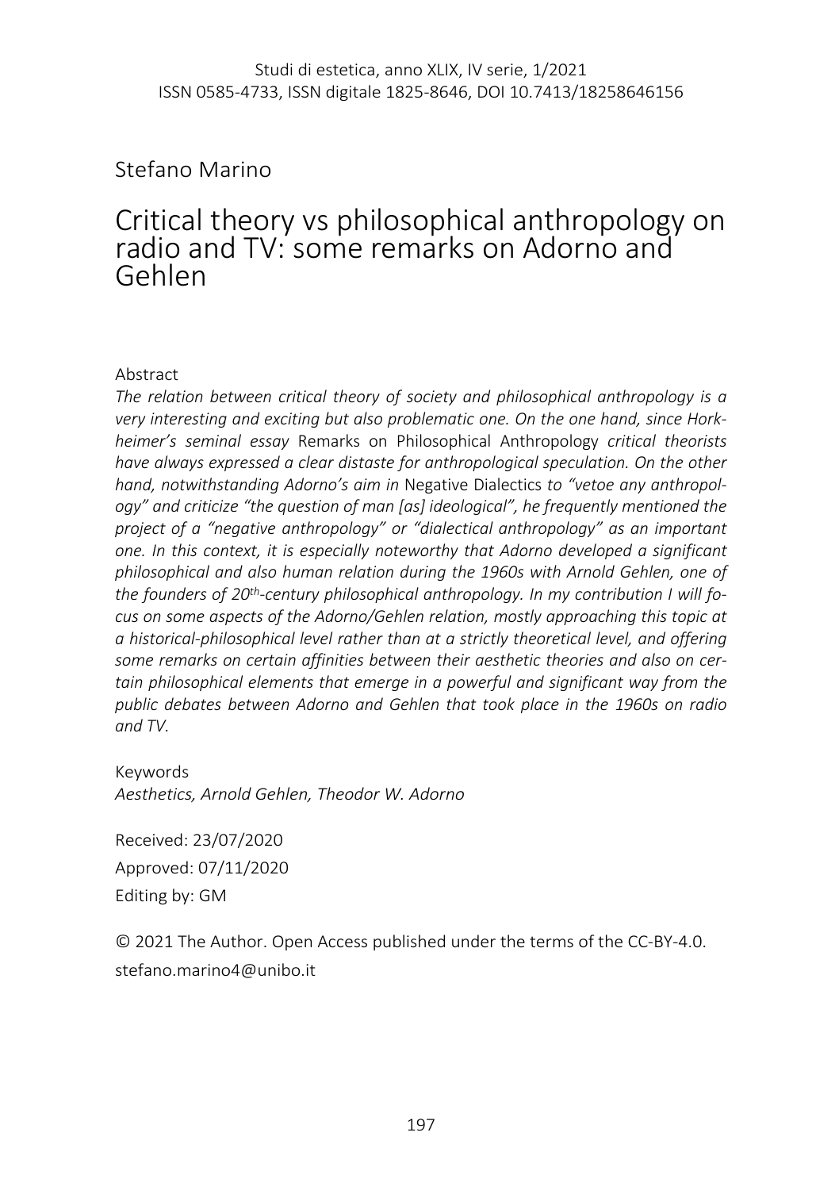Studi di estetica, anno XLIX, IV serie, 1/2021
ISSN 0585-4733, ISSN digitale 1825-8646, DOI 10.7413/18258646156

Stefano Marino

# Critical theory vs philosophical anthropology on radio and TV: some remarks on Adorno and Gehlen

Abstract

*The relation between critical theory of society and philosophical anthropology is a very interesting and exciting but also problematic one. On the one hand, since Horkheimer's seminal essay* Remarks on Philosophical Anthropology *critical theorists have always expressed a clear distaste for anthropological speculation. On the other hand, notwithstanding Adorno's aim in* Negative Dialectics *to "vetoe any anthropology" and criticize "the question of man [as] ideological", he frequently mentioned the project of a "negative anthropology" or "dialectical anthropology" as an important one. In this context, it is especially noteworthy that Adorno developed a significant philosophical and also human relation during the 1960s with Arnold Gehlen, one of the founders of 20th-century philosophical anthropology. In my contribution I will focus on some aspects of the Adorno/Gehlen relation, mostly approaching this topic at a historical-philosophical level rather than at a strictly theoretical level, and offering some remarks on certain affinities between their aesthetic theories and also on certain philosophical elements that emerge in a powerful and significant way from the public debates between Adorno and Gehlen that took place in the 1960s on radio and TV.*

Keywords
*Aesthetics, Arnold Gehlen, Theodor W. Adorno*

Received: 23/07/2020
Approved: 07/11/2020
Editing by: GM

© 2021 The Author. Open Access published under the terms of the CC-BY-4.0.
stefano.marino4@unibo.it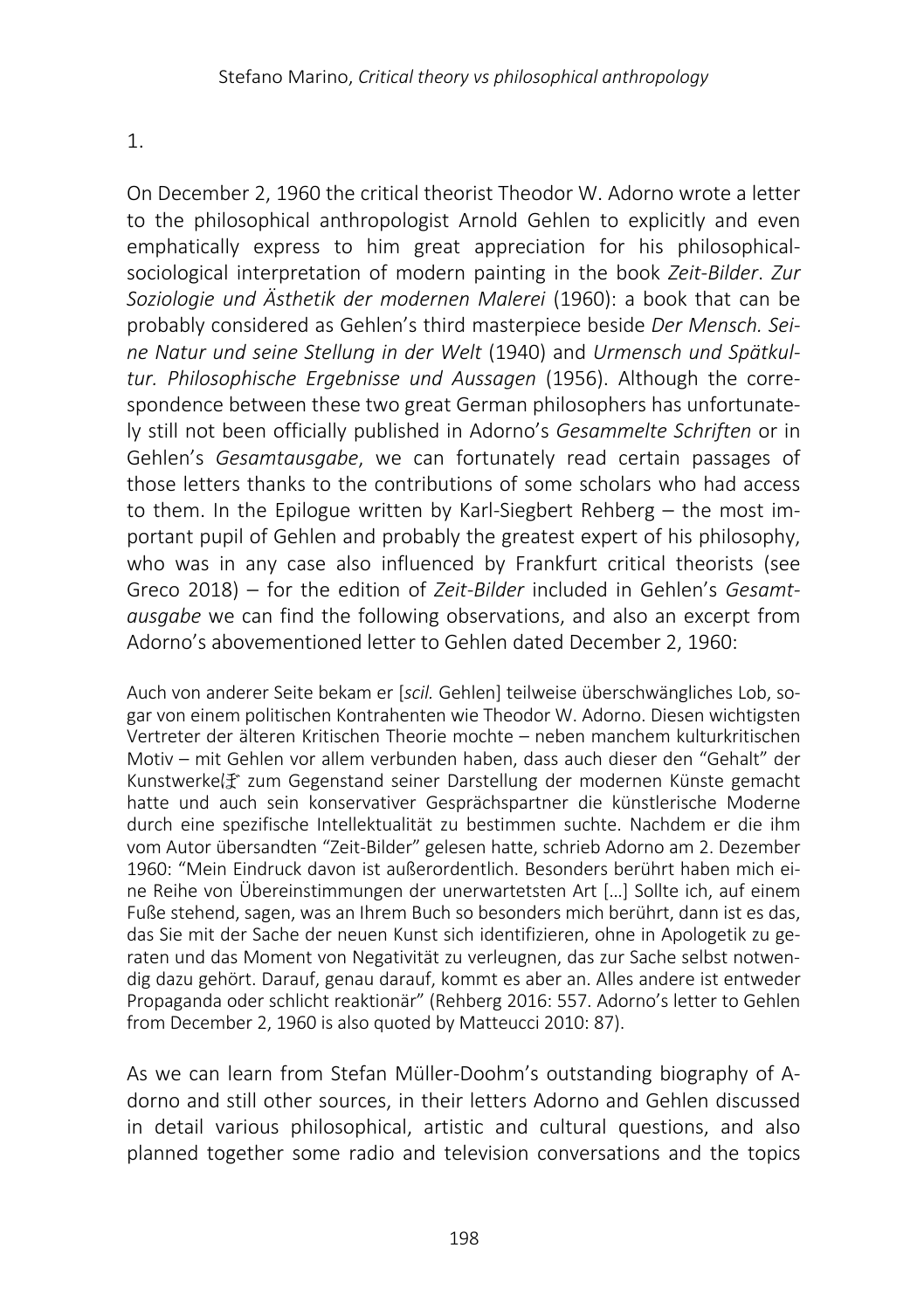1.

On December 2, 1960 the critical theorist Theodor W. Adorno wrote a letter to the philosophical anthropologist Arnold Gehlen to explicitly and even emphatically express to him great appreciation for his philosophical-sociological interpretation of modern painting in the book *Zeit-Bilder*. *Zur Soziologie und Ästhetik der modernen Malerei* (1960): a book that can be probably considered as Gehlen's third masterpiece beside *Der Mensch. Seine Natur und seine Stellung in der Welt* (1940) and *Urmensch und Spätkultur. Philosophische Ergebnisse und Aussagen* (1956). Although the correspondence between these two great German philosophers has unfortunately still not been officially published in Adorno's *Gesammelte Schriften* or in Gehlen's *Gesamtausgabe*, we can fortunately read certain passages of those letters thanks to the contributions of some scholars who had access to them. In the Epilogue written by Karl-Siegbert Rehberg – the most important pupil of Gehlen and probably the greatest expert of his philosophy, who was in any case also influenced by Frankfurt critical theorists (see Greco 2018) – for the edition of *Zeit-Bilder* included in Gehlen's *Gesamtausgabe* we can find the following observations, and also an excerpt from Adorno's abovementioned letter to Gehlen dated December 2, 1960:

> Auch von anderer Seite bekam er [*scil.* Gehlen] teilweise überschwängliches Lob, sogar von einem politischen Kontrahenten wie Theodor W. Adorno. Diesen wichtigsten Vertreter der älteren Kritischen Theorie mochte – neben manchem kulturkritischen Motiv – mit Gehlen vor allem verbunden haben, dass auch dieser den "Gehalt" der Kunstwerke浾 zum Gegenstand seiner Darstellung der modernen Künste gemacht hatte und auch sein konservativer Gesprächspartner die künstlerische Moderne durch eine spezifische Intellektualität zu bestimmen suchte. Nachdem er die ihm vom Autor übersandten "Zeit-Bilder" gelesen hatte, schrieb Adorno am 2. Dezember 1960: "Mein Eindruck davon ist außerordentlich. Besonders berührt haben mich eine Reihe von Übereinstimmungen der unerwartetsten Art […] Sollte ich, auf einem Fuße stehend, sagen, was an Ihrem Buch so besonders mich berührt, dann ist es das, das Sie mit der Sache der neuen Kunst sich identifizieren, ohne in Apologetik zu geraten und das Moment von Negativität zu verleugnen, das zur Sache selbst notwendig dazu gehört. Darauf, genau darauf, kommt es aber an. Alles andere ist entweder Propaganda oder schlicht reaktionär" (Rehberg 2016: 557. Adorno's letter to Gehlen from December 2, 1960 is also quoted by Matteucci 2010: 87).

As we can learn from Stefan Müller-Doohm's outstanding biography of Adorno and still other sources, in their letters Adorno and Gehlen discussed in detail various philosophical, artistic and cultural questions, and also planned together some radio and television conversations and the topics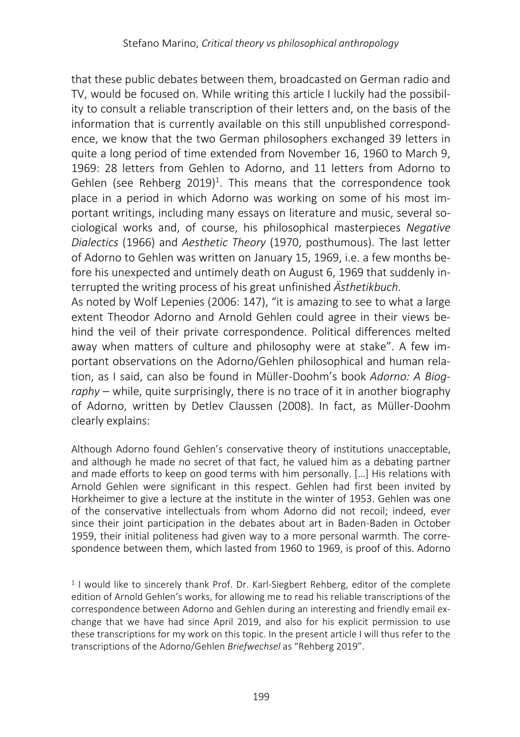that these public debates between them, broadcasted on German radio and TV, would be focused on. While writing this article I luckily had the possibility to consult a reliable transcription of their letters and, on the basis of the information that is currently available on this still unpublished correspondence, we know that the two German philosophers exchanged 39 letters in quite a long period of time extended from November 16, 1960 to March 9, 1969: 28 letters from Gehlen to Adorno, and 11 letters from Adorno to Gehlen (see Rehberg 2019)[1]. This means that the correspondence took place in a period in which Adorno was working on some of his most important writings, including many essays on literature and music, several sociological works and, of course, his philosophical masterpieces *Negative Dialectics* (1966) and *Aesthetic Theory* (1970, posthumous). The last letter of Adorno to Gehlen was written on January 15, 1969, i.e. a few months before his unexpected and untimely death on August 6, 1969 that suddenly interrupted the writing process of his great unfinished *Ästhetikbuch*.

As noted by Wolf Lepenies (2006: 147), "it is amazing to see to what a large extent Theodor Adorno and Arnold Gehlen could agree in their views behind the veil of their private correspondence. Political differences melted away when matters of culture and philosophy were at stake". A few important observations on the Adorno/Gehlen philosophical and human relation, as I said, can also be found in Müller-Doohm's book *Adorno: A Biography* – while, quite surprisingly, there is no trace of it in another biography of Adorno, written by Detlev Claussen (2008). In fact, as Müller-Doohm clearly explains:

> Although Adorno found Gehlen's conservative theory of institutions unacceptable, and although he made no secret of that fact, he valued him as a debating partner and made efforts to keep on good terms with him personally. […] His relations with Arnold Gehlen were significant in this respect. Gehlen had first been invited by Horkheimer to give a lecture at the institute in the winter of 1953. Gehlen was one of the conservative intellectuals from whom Adorno did not recoil; indeed, ever since their joint participation in the debates about art in Baden-Baden in October 1959, their initial politeness had given way to a more personal warmth. The correspondence between them, which lasted from 1960 to 1969, is proof of this. Adorno

[1] I would like to sincerely thank Prof. Dr. Karl-Siegbert Rehberg, editor of the complete edition of Arnold Gehlen's works, for allowing me to read his reliable transcriptions of the correspondence between Adorno and Gehlen during an interesting and friendly email exchange that we have had since April 2019, and also for his explicit permission to use these transcriptions for my work on this topic. In the present article I will thus refer to the transcriptions of the Adorno/Gehlen *Briefwechsel* as "Rehberg 2019".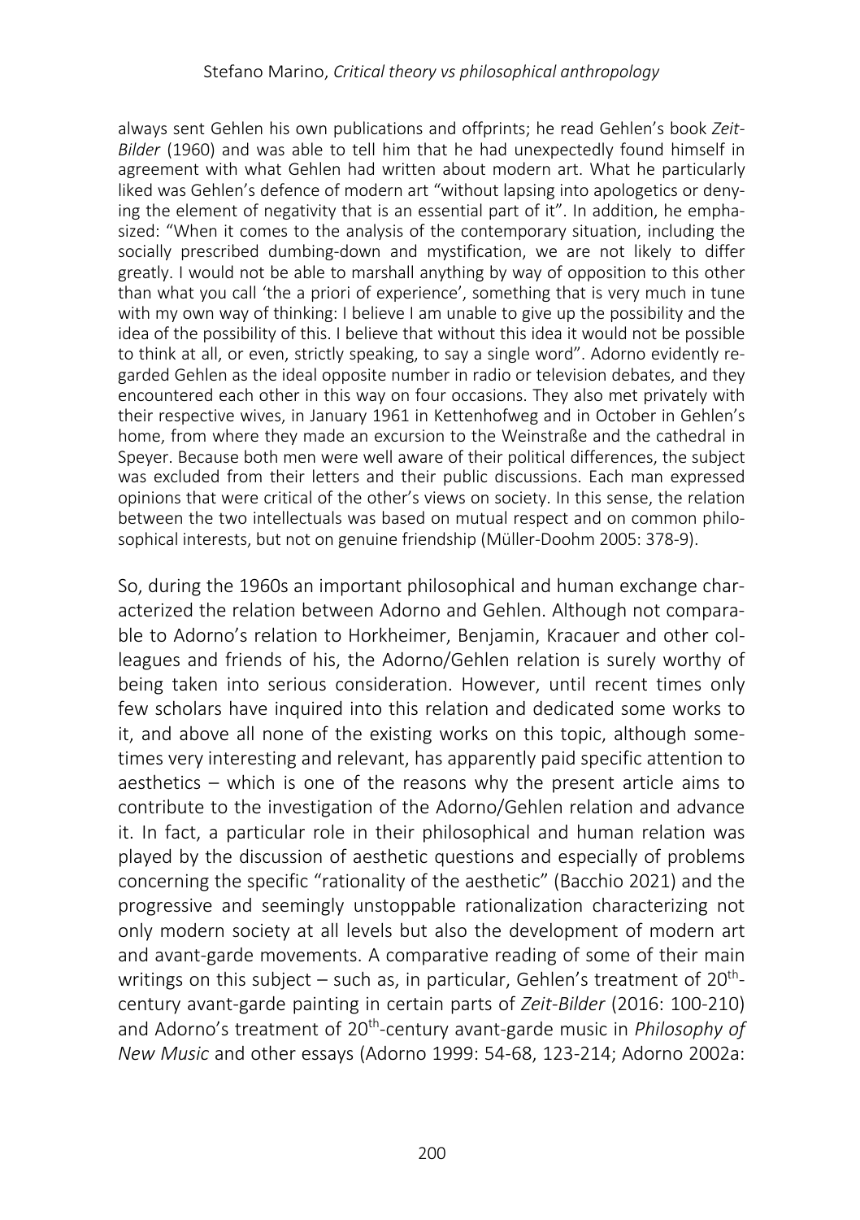always sent Gehlen his own publications and offprints; he read Gehlen's book *Zeit-Bilder* (1960) and was able to tell him that he had unexpectedly found himself in agreement with what Gehlen had written about modern art. What he particularly liked was Gehlen's defence of modern art "without lapsing into apologetics or denying the element of negativity that is an essential part of it". In addition, he emphasized: "When it comes to the analysis of the contemporary situation, including the socially prescribed dumbing-down and mystification, we are not likely to differ greatly. I would not be able to marshall anything by way of opposition to this other than what you call 'the a priori of experience', something that is very much in tune with my own way of thinking: I believe I am unable to give up the possibility and the idea of the possibility of this. I believe that without this idea it would not be possible to think at all, or even, strictly speaking, to say a single word". Adorno evidently regarded Gehlen as the ideal opposite number in radio or television debates, and they encountered each other in this way on four occasions. They also met privately with their respective wives, in January 1961 in Kettenhofweg and in October in Gehlen's home, from where they made an excursion to the Weinstraße and the cathedral in Speyer. Because both men were well aware of their political differences, the subject was excluded from their letters and their public discussions. Each man expressed opinions that were critical of the other's views on society. In this sense, the relation between the two intellectuals was based on mutual respect and on common philosophical interests, but not on genuine friendship (Müller-Doohm 2005: 378-9).

So, during the 1960s an important philosophical and human exchange characterized the relation between Adorno and Gehlen. Although not comparable to Adorno's relation to Horkheimer, Benjamin, Kracauer and other colleagues and friends of his, the Adorno/Gehlen relation is surely worthy of being taken into serious consideration. However, until recent times only few scholars have inquired into this relation and dedicated some works to it, and above all none of the existing works on this topic, although sometimes very interesting and relevant, has apparently paid specific attention to aesthetics – which is one of the reasons why the present article aims to contribute to the investigation of the Adorno/Gehlen relation and advance it. In fact, a particular role in their philosophical and human relation was played by the discussion of aesthetic questions and especially of problems concerning the specific "rationality of the aesthetic" (Bacchio 2021) and the progressive and seemingly unstoppable rationalization characterizing not only modern society at all levels but also the development of modern art and avant-garde movements. A comparative reading of some of their main writings on this subject – such as, in particular, Gehlen's treatment of 20th-century avant-garde painting in certain parts of *Zeit-Bilder* (2016: 100-210) and Adorno's treatment of 20th-century avant-garde music in *Philosophy of New Music* and other essays (Adorno 1999: 54-68, 123-214; Adorno 2002a: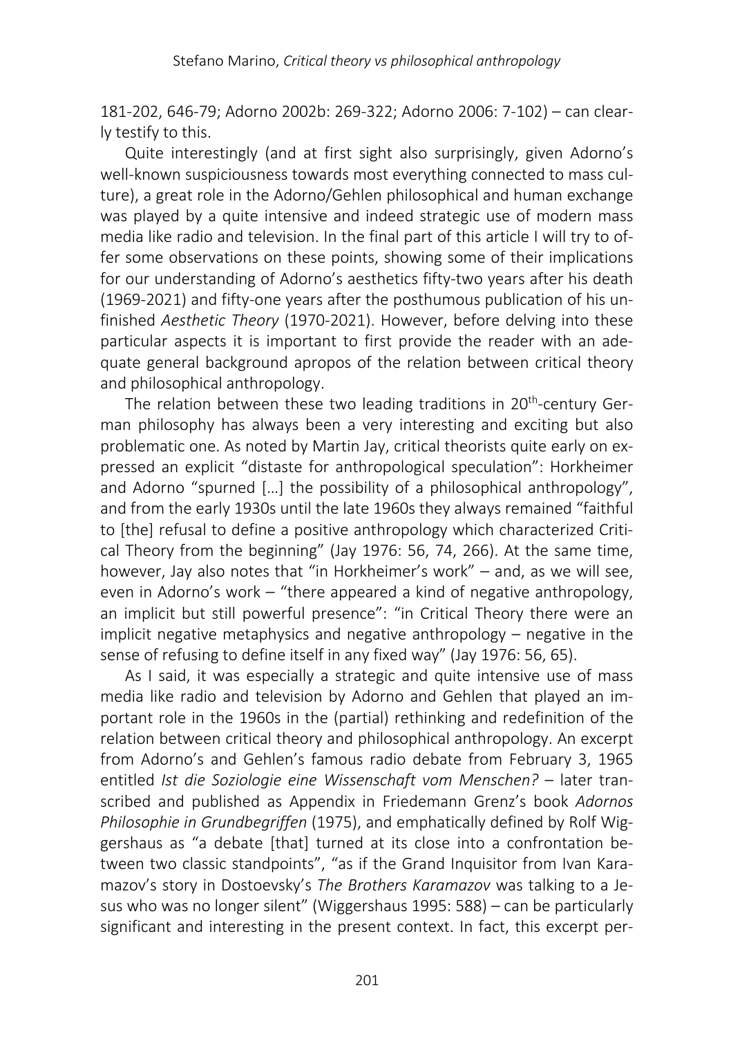181-202, 646-79; Adorno 2002b: 269-322; Adorno 2006: 7-102) – can clearly testify to this.

Quite interestingly (and at first sight also surprisingly, given Adorno's well-known suspiciousness towards most everything connected to mass culture), a great role in the Adorno/Gehlen philosophical and human exchange was played by a quite intensive and indeed strategic use of modern mass media like radio and television. In the final part of this article I will try to offer some observations on these points, showing some of their implications for our understanding of Adorno's aesthetics fifty-two years after his death (1969-2021) and fifty-one years after the posthumous publication of his unfinished *Aesthetic Theory* (1970-2021). However, before delving into these particular aspects it is important to first provide the reader with an adequate general background apropos of the relation between critical theory and philosophical anthropology.

The relation between these two leading traditions in 20th-century German philosophy has always been a very interesting and exciting but also problematic one. As noted by Martin Jay, critical theorists quite early on expressed an explicit "distaste for anthropological speculation": Horkheimer and Adorno "spurned […] the possibility of a philosophical anthropology", and from the early 1930s until the late 1960s they always remained "faithful to [the] refusal to define a positive anthropology which characterized Critical Theory from the beginning" (Jay 1976: 56, 74, 266). At the same time, however, Jay also notes that "in Horkheimer's work" – and, as we will see, even in Adorno's work – "there appeared a kind of negative anthropology, an implicit but still powerful presence": "in Critical Theory there were an implicit negative metaphysics and negative anthropology – negative in the sense of refusing to define itself in any fixed way" (Jay 1976: 56, 65).

As I said, it was especially a strategic and quite intensive use of mass media like radio and television by Adorno and Gehlen that played an important role in the 1960s in the (partial) rethinking and redefinition of the relation between critical theory and philosophical anthropology. An excerpt from Adorno's and Gehlen's famous radio debate from February 3, 1965 entitled *Ist die Soziologie eine Wissenschaft vom Menschen?* – later transcribed and published as Appendix in Friedemann Grenz's book *Adornos Philosophie in Grundbegriffen* (1975), and emphatically defined by Rolf Wiggershaus as "a debate [that] turned at its close into a confrontation between two classic standpoints", "as if the Grand Inquisitor from Ivan Karamazov's story in Dostoevsky's *The Brothers Karamazov* was talking to a Jesus who was no longer silent" (Wiggershaus 1995: 588) – can be particularly significant and interesting in the present context. In fact, this excerpt per-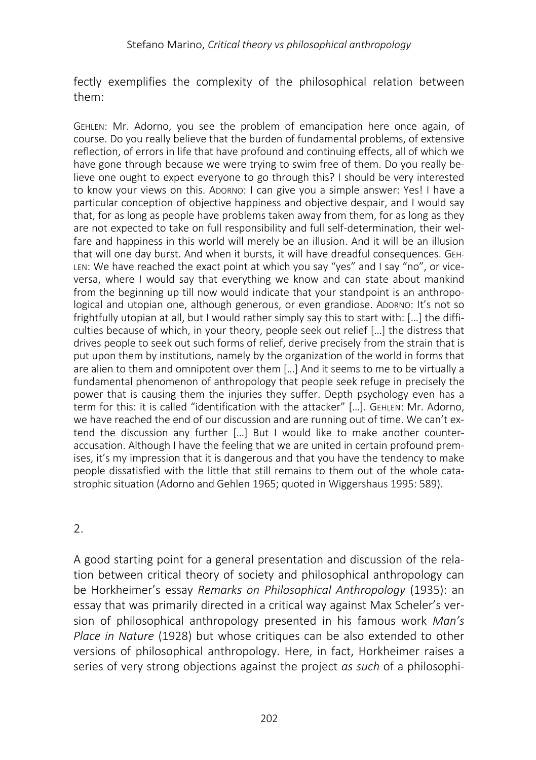fectly exemplifies the complexity of the philosophical relation between them:

> GEHLEN: Mr. Adorno, you see the problem of emancipation here once again, of course. Do you really believe that the burden of fundamental problems, of extensive reflection, of errors in life that have profound and continuing effects, all of which we have gone through because we were trying to swim free of them. Do you really believe one ought to expect everyone to go through this? I should be very interested to know your views on this. ADORNO: I can give you a simple answer: Yes! I have a particular conception of objective happiness and objective despair, and I would say that, for as long as people have problems taken away from them, for as long as they are not expected to take on full responsibility and full self-determination, their welfare and happiness in this world will merely be an illusion. And it will be an illusion that will one day burst. And when it bursts, it will have dreadful consequences. GEHLEN: We have reached the exact point at which you say "yes" and I say "no", or viceversa, where I would say that everything we know and can state about mankind from the beginning up till now would indicate that your standpoint is an anthropological and utopian one, although generous, or even grandiose. ADORNO: It's not so frightfully utopian at all, but I would rather simply say this to start with: […] the difficulties because of which, in your theory, people seek out relief […] the distress that drives people to seek out such forms of relief, derive precisely from the strain that is put upon them by institutions, namely by the organization of the world in forms that are alien to them and omnipotent over them […] And it seems to me to be virtually a fundamental phenomenon of anthropology that people seek refuge in precisely the power that is causing them the injuries they suffer. Depth psychology even has a term for this: it is called "identification with the attacker" […]. GEHLEN: Mr. Adorno, we have reached the end of our discussion and are running out of time. We can't extend the discussion any further […] But I would like to make another counter-accusation. Although I have the feeling that we are united in certain profound premises, it's my impression that it is dangerous and that you have the tendency to make people dissatisfied with the little that still remains to them out of the whole catastrophic situation (Adorno and Gehlen 1965; quoted in Wiggershaus 1995: 589).

## 2.

A good starting point for a general presentation and discussion of the relation between critical theory of society and philosophical anthropology can be Horkheimer's essay *Remarks on Philosophical Anthropology* (1935): an essay that was primarily directed in a critical way against Max Scheler's version of philosophical anthropology presented in his famous work *Man's Place in Nature* (1928) but whose critiques can be also extended to other versions of philosophical anthropology. Here, in fact, Horkheimer raises a series of very strong objections against the project *as such* of a philosophi-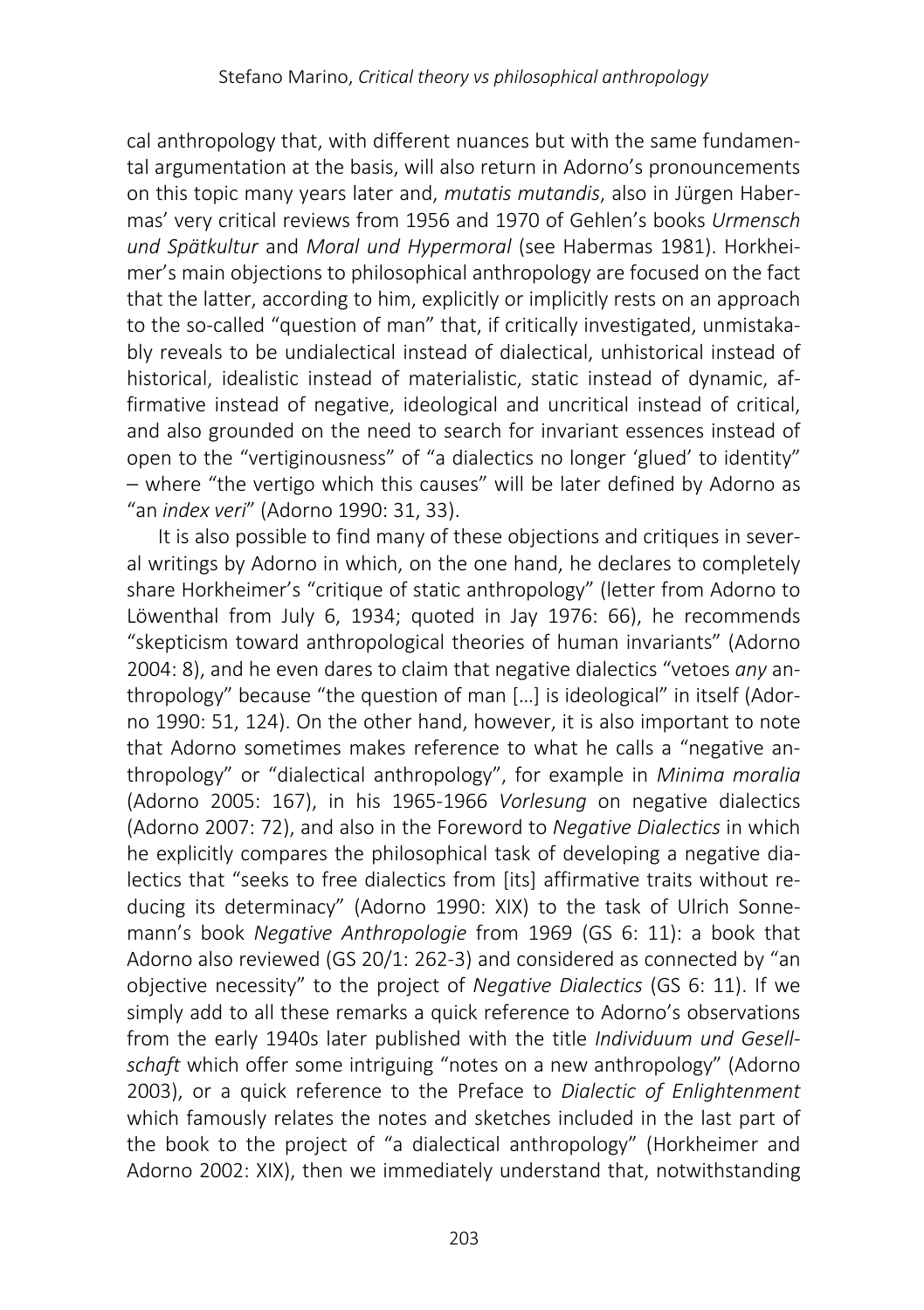cal anthropology that, with different nuances but with the same fundamental argumentation at the basis, will also return in Adorno's pronouncements on this topic many years later and, *mutatis mutandis*, also in Jürgen Habermas' very critical reviews from 1956 and 1970 of Gehlen's books *Urmensch und Spätkultur* and *Moral und Hypermoral* (see Habermas 1981). Horkheimer's main objections to philosophical anthropology are focused on the fact that the latter, according to him, explicitly or implicitly rests on an approach to the so-called "question of man" that, if critically investigated, unmistakably reveals to be undialectical instead of dialectical, unhistorical instead of historical, idealistic instead of materialistic, static instead of dynamic, affirmative instead of negative, ideological and uncritical instead of critical, and also grounded on the need to search for invariant essences instead of open to the "vertiginousness" of "a dialectics no longer 'glued' to identity" – where "the vertigo which this causes" will be later defined by Adorno as "an *index veri*" (Adorno 1990: 31, 33).

It is also possible to find many of these objections and critiques in several writings by Adorno in which, on the one hand, he declares to completely share Horkheimer's "critique of static anthropology" (letter from Adorno to Löwenthal from July 6, 1934; quoted in Jay 1976: 66), he recommends "skepticism toward anthropological theories of human invariants" (Adorno 2004: 8), and he even dares to claim that negative dialectics "vetoes *any* anthropology" because "the question of man […] is ideological" in itself (Adorno 1990: 51, 124). On the other hand, however, it is also important to note that Adorno sometimes makes reference to what he calls a "negative anthropology" or "dialectical anthropology", for example in *Minima moralia* (Adorno 2005: 167), in his 1965-1966 *Vorlesung* on negative dialectics (Adorno 2007: 72), and also in the Foreword to *Negative Dialectics* in which he explicitly compares the philosophical task of developing a negative dialectics that "seeks to free dialectics from [its] affirmative traits without reducing its determinacy" (Adorno 1990: XIX) to the task of Ulrich Sonnemann's book *Negative Anthropologie* from 1969 (GS 6: 11): a book that Adorno also reviewed (GS 20/1: 262-3) and considered as connected by "an objective necessity" to the project of *Negative Dialectics* (GS 6: 11). If we simply add to all these remarks a quick reference to Adorno's observations from the early 1940s later published with the title *Individuum und Gesellschaft* which offer some intriguing "notes on a new anthropology" (Adorno 2003), or a quick reference to the Preface to *Dialectic of Enlightenment* which famously relates the notes and sketches included in the last part of the book to the project of "a dialectical anthropology" (Horkheimer and Adorno 2002: XIX), then we immediately understand that, notwithstanding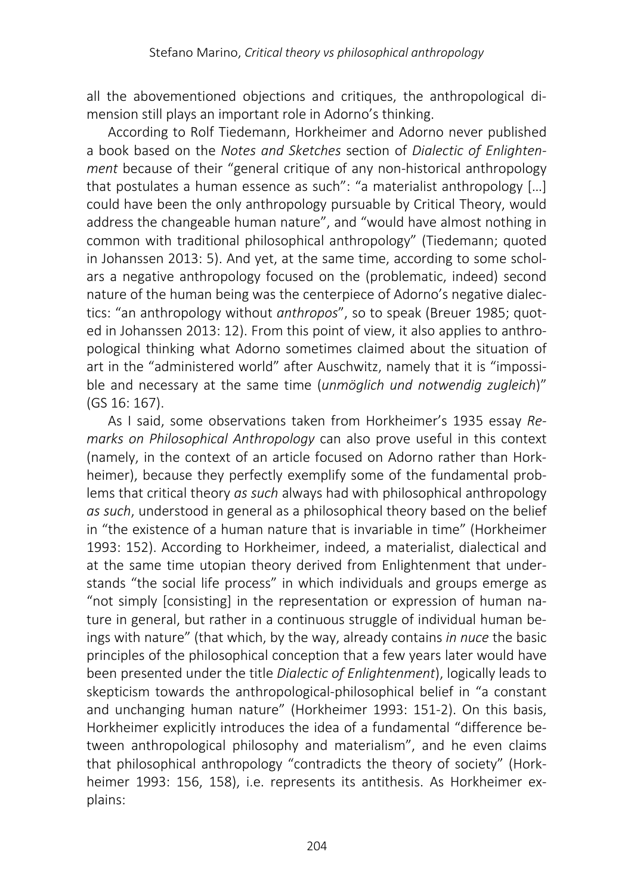all the abovementioned objections and critiques, the anthropological dimension still plays an important role in Adorno's thinking.

According to Rolf Tiedemann, Horkheimer and Adorno never published a book based on the *Notes and Sketches* section of *Dialectic of Enlightenment* because of their "general critique of any non-historical anthropology that postulates a human essence as such": "a materialist anthropology […] could have been the only anthropology pursuable by Critical Theory, would address the changeable human nature", and "would have almost nothing in common with traditional philosophical anthropology" (Tiedemann; quoted in Johanssen 2013: 5). And yet, at the same time, according to some scholars a negative anthropology focused on the (problematic, indeed) second nature of the human being was the centerpiece of Adorno's negative dialectics: "an anthropology without *anthropos*", so to speak (Breuer 1985; quoted in Johanssen 2013: 12). From this point of view, it also applies to anthropological thinking what Adorno sometimes claimed about the situation of art in the "administered world" after Auschwitz, namely that it is "impossible and necessary at the same time (*unmöglich und notwendig zugleich*)" (GS 16: 167).

As I said, some observations taken from Horkheimer's 1935 essay *Remarks on Philosophical Anthropology* can also prove useful in this context (namely, in the context of an article focused on Adorno rather than Horkheimer), because they perfectly exemplify some of the fundamental problems that critical theory *as such* always had with philosophical anthropology *as such*, understood in general as a philosophical theory based on the belief in "the existence of a human nature that is invariable in time" (Horkheimer 1993: 152). According to Horkheimer, indeed, a materialist, dialectical and at the same time utopian theory derived from Enlightenment that understands "the social life process" in which individuals and groups emerge as "not simply [consisting] in the representation or expression of human nature in general, but rather in a continuous struggle of individual human beings with nature" (that which, by the way, already contains *in nuce* the basic principles of the philosophical conception that a few years later would have been presented under the title *Dialectic of Enlightenment*), logically leads to skepticism towards the anthropological-philosophical belief in "a constant and unchanging human nature" (Horkheimer 1993: 151-2). On this basis, Horkheimer explicitly introduces the idea of a fundamental "difference between anthropological philosophy and materialism", and he even claims that philosophical anthropology "contradicts the theory of society" (Horkheimer 1993: 156, 158), i.e. represents its antithesis. As Horkheimer explains: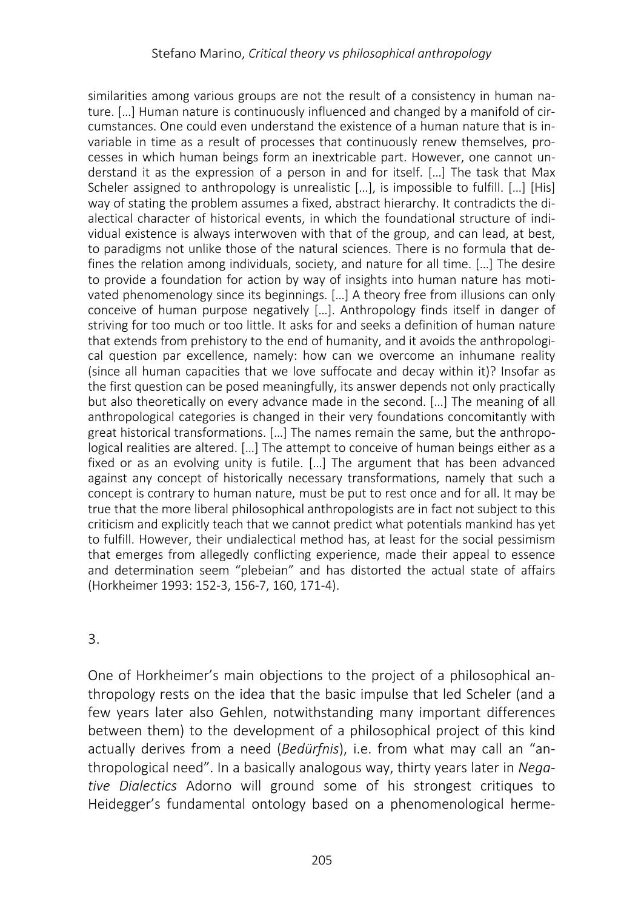similarities among various groups are not the result of a consistency in human nature. […] Human nature is continuously influenced and changed by a manifold of circumstances. One could even understand the existence of a human nature that is invariable in time as a result of processes that continuously renew themselves, processes in which human beings form an inextricable part. However, one cannot understand it as the expression of a person in and for itself. […] The task that Max Scheler assigned to anthropology is unrealistic […], is impossible to fulfill. […] [His] way of stating the problem assumes a fixed, abstract hierarchy. It contradicts the dialectical character of historical events, in which the foundational structure of individual existence is always interwoven with that of the group, and can lead, at best, to paradigms not unlike those of the natural sciences. There is no formula that defines the relation among individuals, society, and nature for all time. […] The desire to provide a foundation for action by way of insights into human nature has motivated phenomenology since its beginnings. […] A theory free from illusions can only conceive of human purpose negatively […]. Anthropology finds itself in danger of striving for too much or too little. It asks for and seeks a definition of human nature that extends from prehistory to the end of humanity, and it avoids the anthropological question par excellence, namely: how can we overcome an inhumane reality (since all human capacities that we love suffocate and decay within it)? Insofar as the first question can be posed meaningfully, its answer depends not only practically but also theoretically on every advance made in the second. […] The meaning of all anthropological categories is changed in their very foundations concomitantly with great historical transformations. […] The names remain the same, but the anthropological realities are altered. […] The attempt to conceive of human beings either as a fixed or as an evolving unity is futile. […] The argument that has been advanced against any concept of historically necessary transformations, namely that such a concept is contrary to human nature, must be put to rest once and for all. It may be true that the more liberal philosophical anthropologists are in fact not subject to this criticism and explicitly teach that we cannot predict what potentials mankind has yet to fulfill. However, their undialectical method has, at least for the social pessimism that emerges from allegedly conflicting experience, made their appeal to essence and determination seem "plebeian" and has distorted the actual state of affairs (Horkheimer 1993: 152-3, 156-7, 160, 171-4).

## 3.

One of Horkheimer's main objections to the project of a philosophical anthropology rests on the idea that the basic impulse that led Scheler (and a few years later also Gehlen, notwithstanding many important differences between them) to the development of a philosophical project of this kind actually derives from a need (*Bedürfnis*), i.e. from what may call an "anthropological need". In a basically analogous way, thirty years later in *Negative Dialectics* Adorno will ground some of his strongest critiques to Heidegger's fundamental ontology based on a phenomenological herme-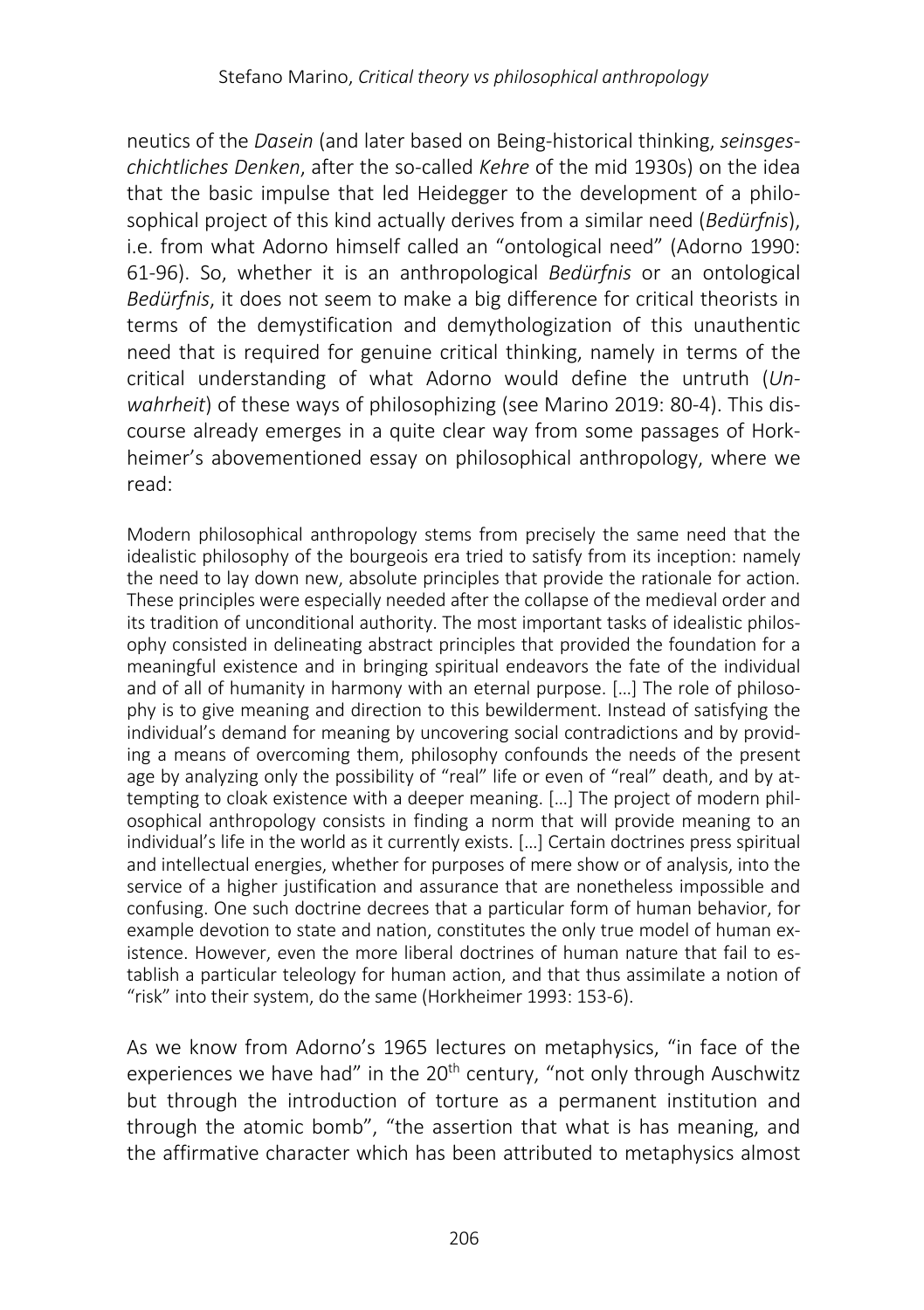neutics of the *Dasein* (and later based on Being-historical thinking, *seinsgeschichtliches Denken*, after the so-called *Kehre* of the mid 1930s) on the idea that the basic impulse that led Heidegger to the development of a philosophical project of this kind actually derives from a similar need (*Bedürfnis*), i.e. from what Adorno himself called an "ontological need" (Adorno 1990: 61-96). So, whether it is an anthropological *Bedürfnis* or an ontological *Bedürfnis*, it does not seem to make a big difference for critical theorists in terms of the demystification and demythologization of this unauthentic need that is required for genuine critical thinking, namely in terms of the critical understanding of what Adorno would define the untruth (*Unwahrheit*) of these ways of philosophizing (see Marino 2019: 80-4). This discourse already emerges in a quite clear way from some passages of Horkheimer's abovementioned essay on philosophical anthropology, where we read:

> Modern philosophical anthropology stems from precisely the same need that the idealistic philosophy of the bourgeois era tried to satisfy from its inception: namely the need to lay down new, absolute principles that provide the rationale for action. These principles were especially needed after the collapse of the medieval order and its tradition of unconditional authority. The most important tasks of idealistic philosophy consisted in delineating abstract principles that provided the foundation for a meaningful existence and in bringing spiritual endeavors the fate of the individual and of all of humanity in harmony with an eternal purpose. […] The role of philosophy is to give meaning and direction to this bewilderment. Instead of satisfying the individual's demand for meaning by uncovering social contradictions and by providing a means of overcoming them, philosophy confounds the needs of the present age by analyzing only the possibility of "real" life or even of "real" death, and by attempting to cloak existence with a deeper meaning. […] The project of modern philosophical anthropology consists in finding a norm that will provide meaning to an individual's life in the world as it currently exists. […] Certain doctrines press spiritual and intellectual energies, whether for purposes of mere show or of analysis, into the service of a higher justification and assurance that are nonetheless impossible and confusing. One such doctrine decrees that a particular form of human behavior, for example devotion to state and nation, constitutes the only true model of human existence. However, even the more liberal doctrines of human nature that fail to establish a particular teleology for human action, and that thus assimilate a notion of "risk" into their system, do the same (Horkheimer 1993: 153-6).

As we know from Adorno's 1965 lectures on metaphysics, "in face of the experiences we have had" in the 20th century, "not only through Auschwitz but through the introduction of torture as a permanent institution and through the atomic bomb", "the assertion that what is has meaning, and the affirmative character which has been attributed to metaphysics almost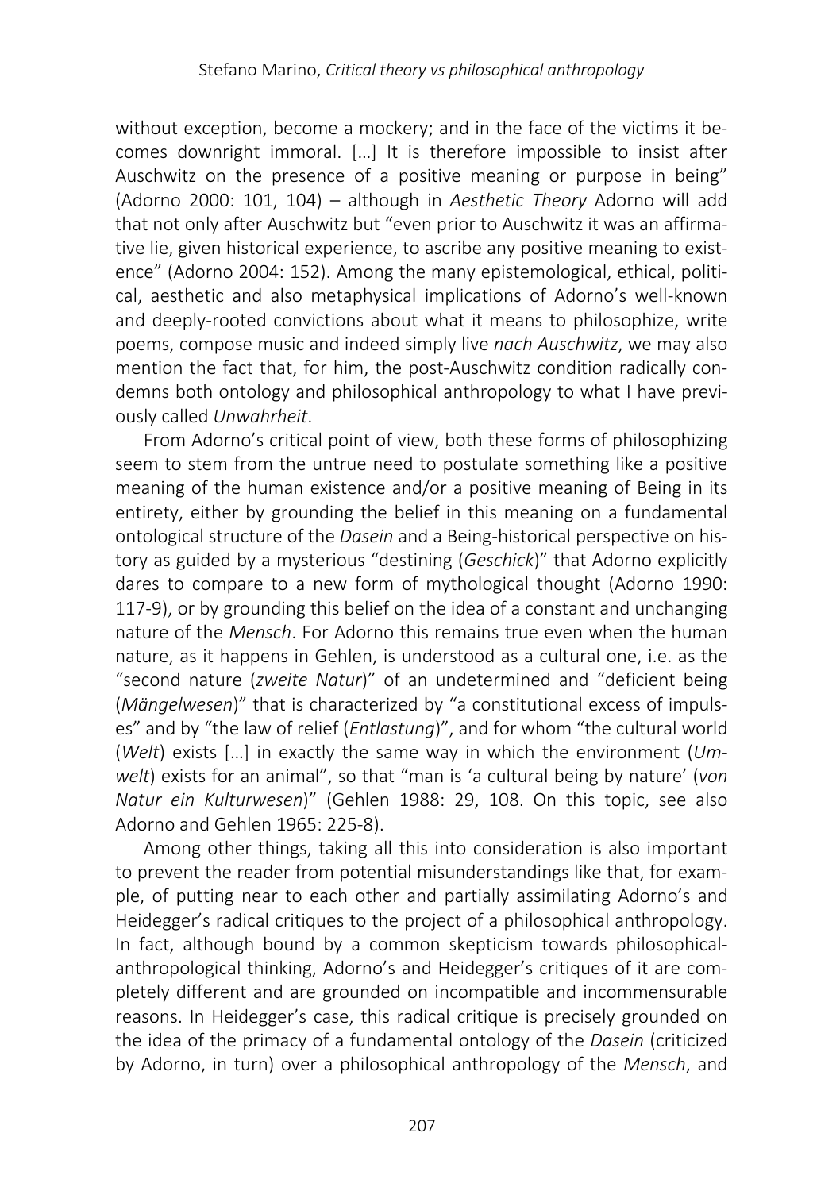without exception, become a mockery; and in the face of the victims it becomes downright immoral. […] It is therefore impossible to insist after Auschwitz on the presence of a positive meaning or purpose in being" (Adorno 2000: 101, 104) – although in *Aesthetic Theory* Adorno will add that not only after Auschwitz but "even prior to Auschwitz it was an affirmative lie, given historical experience, to ascribe any positive meaning to existence" (Adorno 2004: 152). Among the many epistemological, ethical, political, aesthetic and also metaphysical implications of Adorno's well-known and deeply-rooted convictions about what it means to philosophize, write poems, compose music and indeed simply live *nach Auschwitz*, we may also mention the fact that, for him, the post-Auschwitz condition radically condemns both ontology and philosophical anthropology to what I have previously called *Unwahrheit*.

From Adorno's critical point of view, both these forms of philosophizing seem to stem from the untrue need to postulate something like a positive meaning of the human existence and/or a positive meaning of Being in its entirety, either by grounding the belief in this meaning on a fundamental ontological structure of the *Dasein* and a Being-historical perspective on history as guided by a mysterious "destining (*Geschick*)" that Adorno explicitly dares to compare to a new form of mythological thought (Adorno 1990: 117-9), or by grounding this belief on the idea of a constant and unchanging nature of the *Mensch*. For Adorno this remains true even when the human nature, as it happens in Gehlen, is understood as a cultural one, i.e. as the "second nature (*zweite Natur*)" of an undetermined and "deficient being (*Mängelwesen*)" that is characterized by "a constitutional excess of impulses" and by "the law of relief (*Entlastung*)", and for whom "the cultural world (*Welt*) exists […] in exactly the same way in which the environment (*Umwelt*) exists for an animal", so that "man is 'a cultural being by nature' (*von Natur ein Kulturwesen*)" (Gehlen 1988: 29, 108. On this topic, see also Adorno and Gehlen 1965: 225-8).

Among other things, taking all this into consideration is also important to prevent the reader from potential misunderstandings like that, for example, of putting near to each other and partially assimilating Adorno's and Heidegger's radical critiques to the project of a philosophical anthropology. In fact, although bound by a common skepticism towards philosophical-anthropological thinking, Adorno's and Heidegger's critiques of it are completely different and are grounded on incompatible and incommensurable reasons. In Heidegger's case, this radical critique is precisely grounded on the idea of the primacy of a fundamental ontology of the *Dasein* (criticized by Adorno, in turn) over a philosophical anthropology of the *Mensch*, and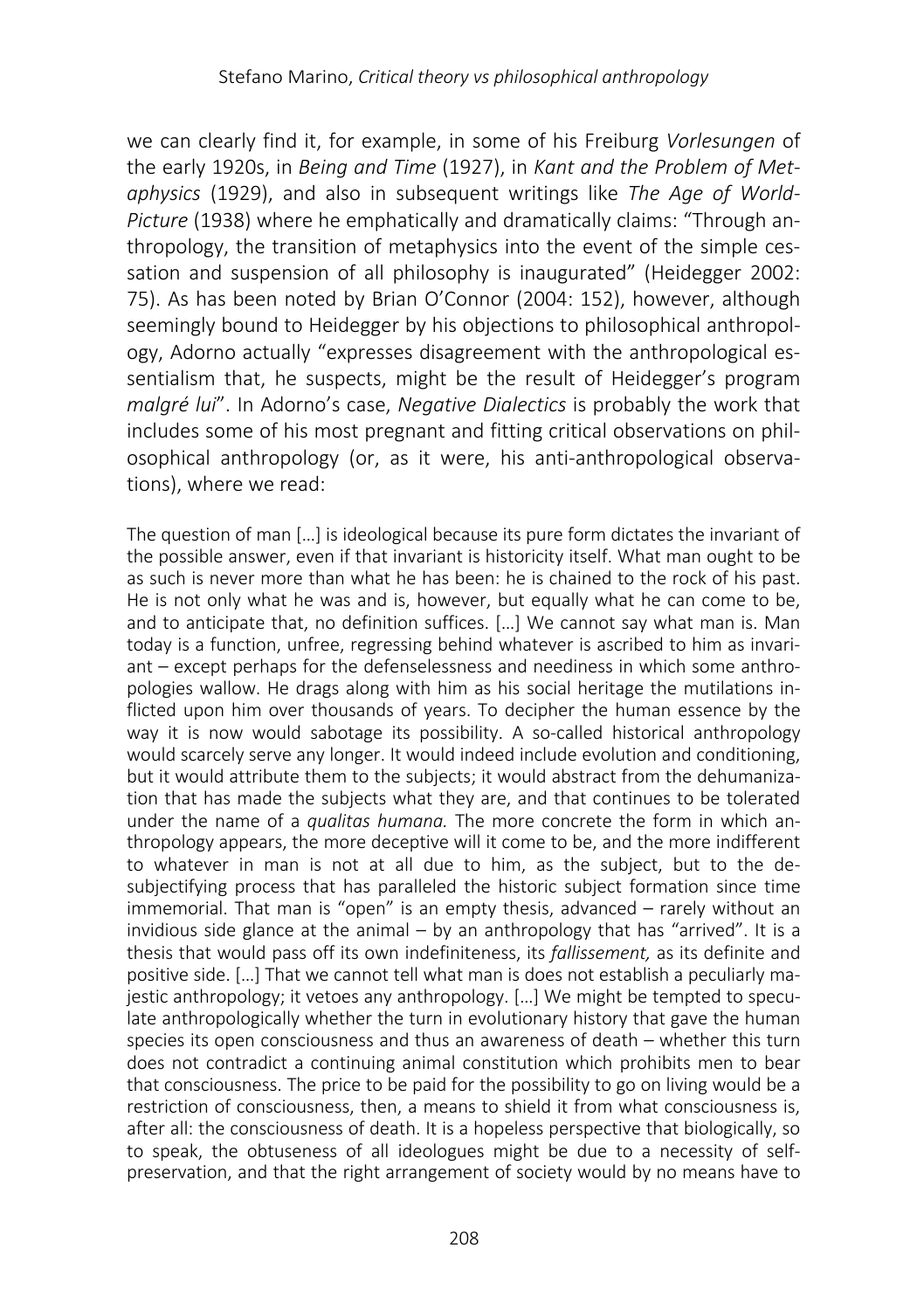we can clearly find it, for example, in some of his Freiburg *Vorlesungen* of the early 1920s, in *Being and Time* (1927), in *Kant and the Problem of Metaphysics* (1929), and also in subsequent writings like *The Age of World-Picture* (1938) where he emphatically and dramatically claims: "Through anthropology, the transition of metaphysics into the event of the simple cessation and suspension of all philosophy is inaugurated" (Heidegger 2002: 75). As has been noted by Brian O'Connor (2004: 152), however, although seemingly bound to Heidegger by his objections to philosophical anthropology, Adorno actually "expresses disagreement with the anthropological essentialism that, he suspects, might be the result of Heidegger's program *malgré lui*". In Adorno's case, *Negative Dialectics* is probably the work that includes some of his most pregnant and fitting critical observations on philosophical anthropology (or, as it were, his anti-anthropological observations), where we read:

The question of man […] is ideological because its pure form dictates the invariant of the possible answer, even if that invariant is historicity itself. What man ought to be as such is never more than what he has been: he is chained to the rock of his past. He is not only what he was and is, however, but equally what he can come to be, and to anticipate that, no definition suffices. […] We cannot say what man is. Man today is a function, unfree, regressing behind whatever is ascribed to him as invariant – except perhaps for the defenselessness and neediness in which some anthropologies wallow. He drags along with him as his social heritage the mutilations inflicted upon him over thousands of years. To decipher the human essence by the way it is now would sabotage its possibility. A so-called historical anthropology would scarcely serve any longer. It would indeed include evolution and conditioning, but it would attribute them to the subjects; it would abstract from the dehumanization that has made the subjects what they are, and that continues to be tolerated under the name of a *qualitas humana*. The more concrete the form in which anthropology appears, the more deceptive will it come to be, and the more indifferent to whatever in man is not at all due to him, as the subject, but to the desubjectifying process that has paralleled the historic subject formation since time immemorial. That man is "open" is an empty thesis, advanced – rarely without an invidious side glance at the animal – by an anthropology that has "arrived". It is a thesis that would pass off its own indefiniteness, its *fallissement,* as its definite and positive side. […] That we cannot tell what man is does not establish a peculiarly majestic anthropology; it vetoes any anthropology. […] We might be tempted to speculate anthropologically whether the turn in evolutionary history that gave the human species its open consciousness and thus an awareness of death – whether this turn does not contradict a continuing animal constitution which prohibits men to bear that consciousness. The price to be paid for the possibility to go on living would be a restriction of consciousness, then, a means to shield it from what consciousness is, after all: the consciousness of death. It is a hopeless perspective that biologically, so to speak, the obtuseness of all ideologues might be due to a necessity of self-preservation, and that the right arrangement of society would by no means have to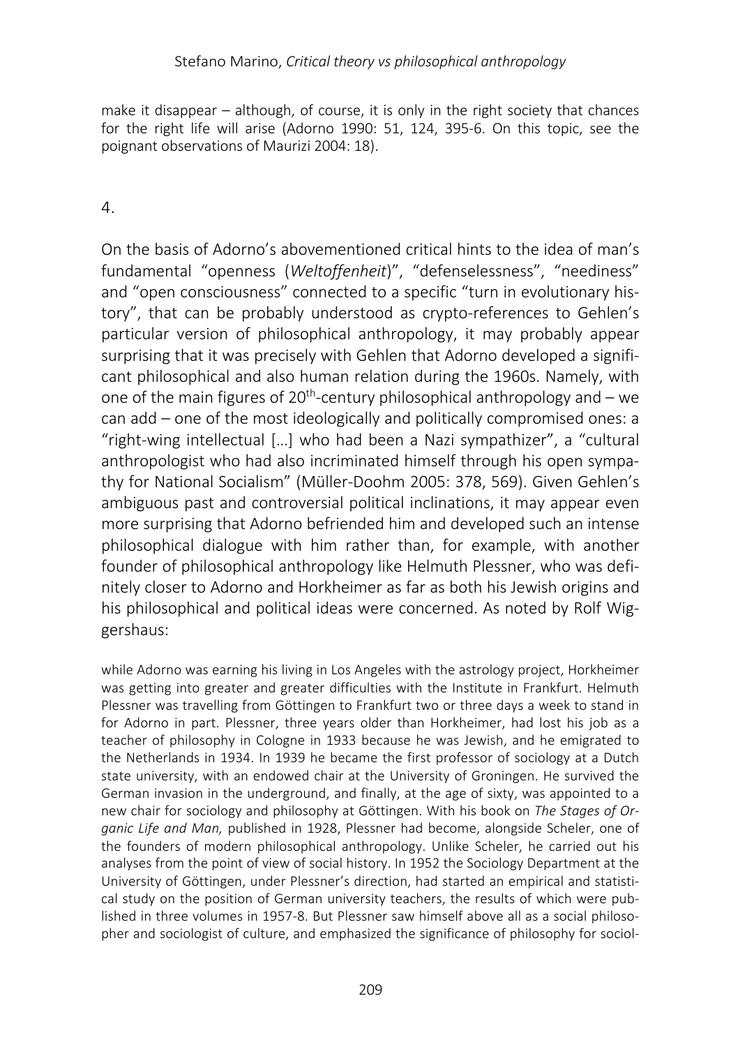make it disappear – although, of course, it is only in the right society that chances for the right life will arise (Adorno 1990: 51, 124, 395-6. On this topic, see the poignant observations of Maurizi 2004: 18).

4.

On the basis of Adorno's abovementioned critical hints to the idea of man's fundamental "openness (*Weltoffenheit*)", "defenselessness", "neediness" and "open consciousness" connected to a specific "turn in evolutionary history", that can be probably understood as crypto-references to Gehlen's particular version of philosophical anthropology, it may probably appear surprising that it was precisely with Gehlen that Adorno developed a significant philosophical and also human relation during the 1960s. Namely, with one of the main figures of 20th-century philosophical anthropology and – we can add – one of the most ideologically and politically compromised ones: a "right-wing intellectual […] who had been a Nazi sympathizer", a "cultural anthropologist who had also incriminated himself through his open sympathy for National Socialism" (Müller-Doohm 2005: 378, 569). Given Gehlen's ambiguous past and controversial political inclinations, it may appear even more surprising that Adorno befriended him and developed such an intense philosophical dialogue with him rather than, for example, with another founder of philosophical anthropology like Helmuth Plessner, who was definitely closer to Adorno and Horkheimer as far as both his Jewish origins and his philosophical and political ideas were concerned. As noted by Rolf Wiggershaus:

while Adorno was earning his living in Los Angeles with the astrology project, Horkheimer was getting into greater and greater difficulties with the Institute in Frankfurt. Helmuth Plessner was travelling from Göttingen to Frankfurt two or three days a week to stand in for Adorno in part. Plessner, three years older than Horkheimer, had lost his job as a teacher of philosophy in Cologne in 1933 because he was Jewish, and he emigrated to the Netherlands in 1934. In 1939 he became the first professor of sociology at a Dutch state university, with an endowed chair at the University of Groningen. He survived the German invasion in the underground, and finally, at the age of sixty, was appointed to a new chair for sociology and philosophy at Göttingen. With his book on *The Stages of Organic Life and Man,* published in 1928, Plessner had become, alongside Scheler, one of the founders of modern philosophical anthropology. Unlike Scheler, he carried out his analyses from the point of view of social history. In 1952 the Sociology Department at the University of Göttingen, under Plessner's direction, had started an empirical and statistical study on the position of German university teachers, the results of which were published in three volumes in 1957-8. But Plessner saw himself above all as a social philosopher and sociologist of culture, and emphasized the significance of philosophy for sociol-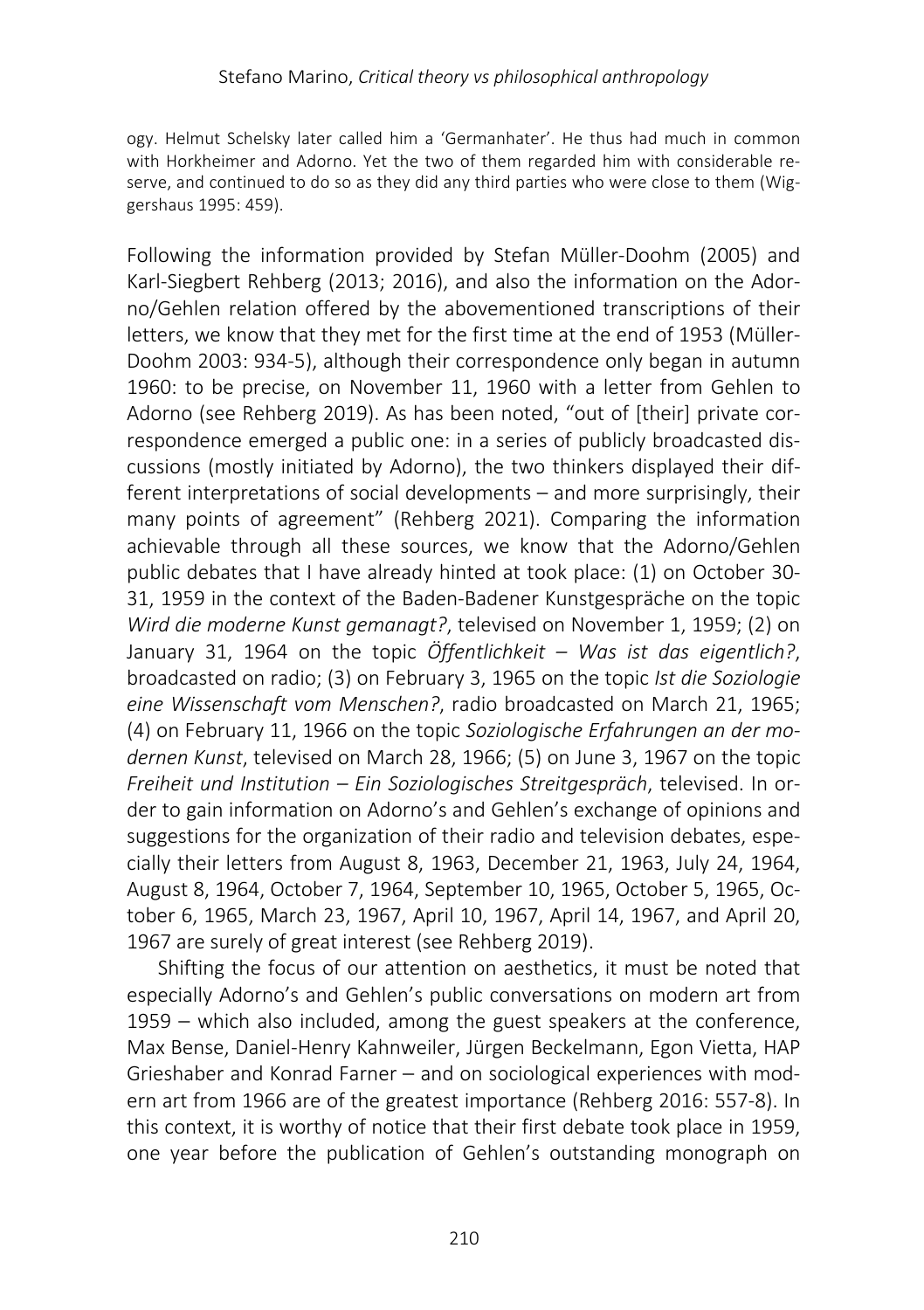ogy. Helmut Schelsky later called him a 'Germanhater'. He thus had much in common with Horkheimer and Adorno. Yet the two of them regarded him with considerable reserve, and continued to do so as they did any third parties who were close to them (Wiggershaus 1995: 459).

Following the information provided by Stefan Müller-Doohm (2005) and Karl-Siegbert Rehberg (2013; 2016), and also the information on the Adorno/Gehlen relation offered by the abovementioned transcriptions of their letters, we know that they met for the first time at the end of 1953 (Müller-Doohm 2003: 934-5), although their correspondence only began in autumn 1960: to be precise, on November 11, 1960 with a letter from Gehlen to Adorno (see Rehberg 2019). As has been noted, "out of [their] private correspondence emerged a public one: in a series of publicly broadcasted discussions (mostly initiated by Adorno), the two thinkers displayed their different interpretations of social developments – and more surprisingly, their many points of agreement" (Rehberg 2021). Comparing the information achievable through all these sources, we know that the Adorno/Gehlen public debates that I have already hinted at took place: (1) on October 30-31, 1959 in the context of the Baden-Badener Kunstgespräche on the topic *Wird die moderne Kunst gemanagt?*, televised on November 1, 1959; (2) on January 31, 1964 on the topic *Öffentlichkeit – Was ist das eigentlich?*, broadcasted on radio; (3) on February 3, 1965 on the topic *Ist die Soziologie eine Wissenschaft vom Menschen?*, radio broadcasted on March 21, 1965; (4) on February 11, 1966 on the topic *Soziologische Erfahrungen an der modernen Kunst*, televised on March 28, 1966; (5) on June 3, 1967 on the topic *Freiheit und Institution – Ein Soziologisches Streitgespräch*, televised. In order to gain information on Adorno's and Gehlen's exchange of opinions and suggestions for the organization of their radio and television debates, especially their letters from August 8, 1963, December 21, 1963, July 24, 1964, August 8, 1964, October 7, 1964, September 10, 1965, October 5, 1965, October 6, 1965, March 23, 1967, April 10, 1967, April 14, 1967, and April 20, 1967 are surely of great interest (see Rehberg 2019).

Shifting the focus of our attention on aesthetics, it must be noted that especially Adorno's and Gehlen's public conversations on modern art from 1959 – which also included, among the guest speakers at the conference, Max Bense, Daniel-Henry Kahnweiler, Jürgen Beckelmann, Egon Vietta, HAP Grieshaber and Konrad Farner – and on sociological experiences with modern art from 1966 are of the greatest importance (Rehberg 2016: 557-8). In this context, it is worthy of notice that their first debate took place in 1959, one year before the publication of Gehlen's outstanding monograph on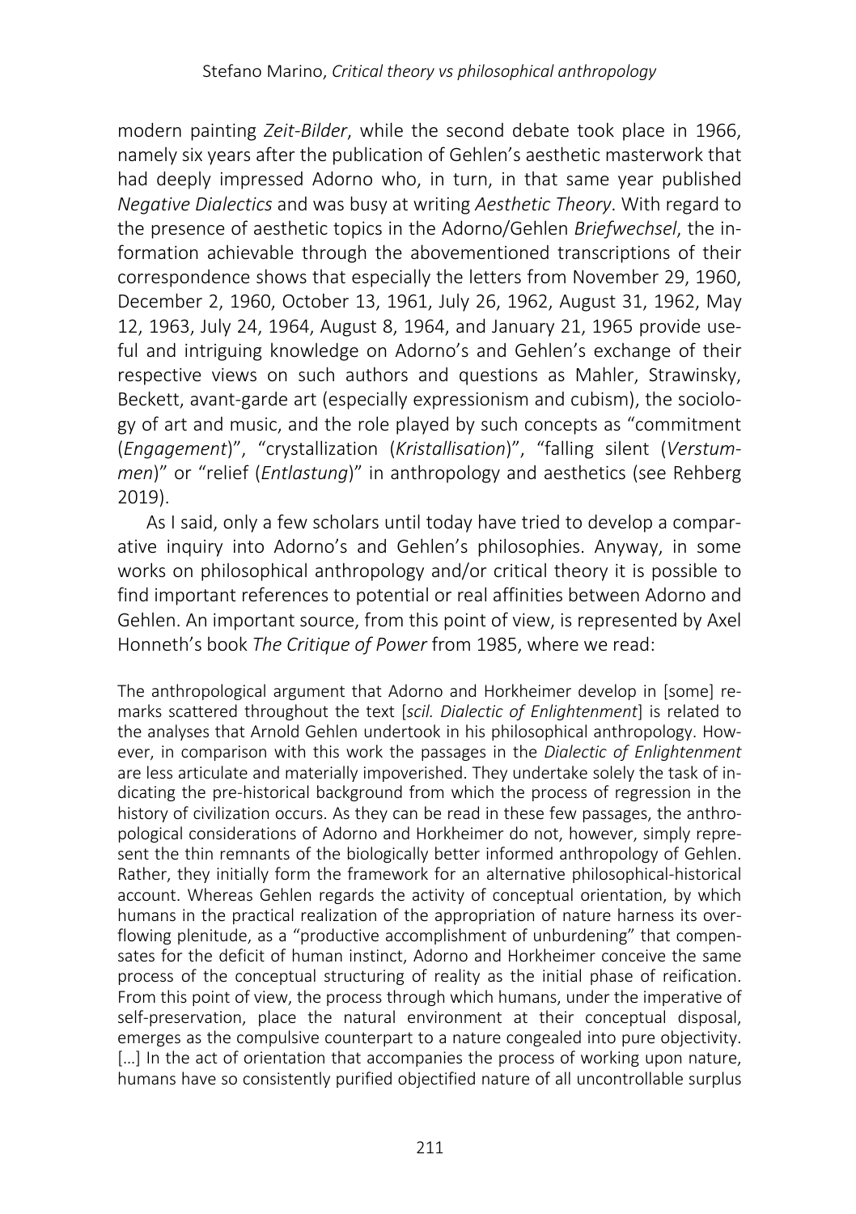modern painting *Zeit-Bilder*, while the second debate took place in 1966, namely six years after the publication of Gehlen's aesthetic masterwork that had deeply impressed Adorno who, in turn, in that same year published *Negative Dialectics* and was busy at writing *Aesthetic Theory*. With regard to the presence of aesthetic topics in the Adorno/Gehlen *Briefwechsel*, the information achievable through the abovementioned transcriptions of their correspondence shows that especially the letters from November 29, 1960, December 2, 1960, October 13, 1961, July 26, 1962, August 31, 1962, May 12, 1963, July 24, 1964, August 8, 1964, and January 21, 1965 provide useful and intriguing knowledge on Adorno's and Gehlen's exchange of their respective views on such authors and questions as Mahler, Strawinsky, Beckett, avant-garde art (especially expressionism and cubism), the sociology of art and music, and the role played by such concepts as "commitment (*Engagement*)", "crystallization (*Kristallisation*)", "falling silent (*Verstummen*)" or "relief (*Entlastung*)" in anthropology and aesthetics (see Rehberg 2019).

As I said, only a few scholars until today have tried to develop a comparative inquiry into Adorno's and Gehlen's philosophies. Anyway, in some works on philosophical anthropology and/or critical theory it is possible to find important references to potential or real affinities between Adorno and Gehlen. An important source, from this point of view, is represented by Axel Honneth's book *The Critique of Power* from 1985, where we read:

> The anthropological argument that Adorno and Horkheimer develop in [some] remarks scattered throughout the text [*scil. Dialectic of Enlightenment*] is related to the analyses that Arnold Gehlen undertook in his philosophical anthropology. However, in comparison with this work the passages in the *Dialectic of Enlightenment* are less articulate and materially impoverished. They undertake solely the task of indicating the pre-historical background from which the process of regression in the history of civilization occurs. As they can be read in these few passages, the anthropological considerations of Adorno and Horkheimer do not, however, simply represent the thin remnants of the biologically better informed anthropology of Gehlen. Rather, they initially form the framework for an alternative philosophical-historical account. Whereas Gehlen regards the activity of conceptual orientation, by which humans in the practical realization of the appropriation of nature harness its overflowing plenitude, as a "productive accomplishment of unburdening" that compensates for the deficit of human instinct, Adorno and Horkheimer conceive the same process of the conceptual structuring of reality as the initial phase of reification. From this point of view, the process through which humans, under the imperative of self-preservation, place the natural environment at their conceptual disposal, emerges as the compulsive counterpart to a nature congealed into pure objectivity. […] In the act of orientation that accompanies the process of working upon nature, humans have so consistently purified objectified nature of all uncontrollable surplus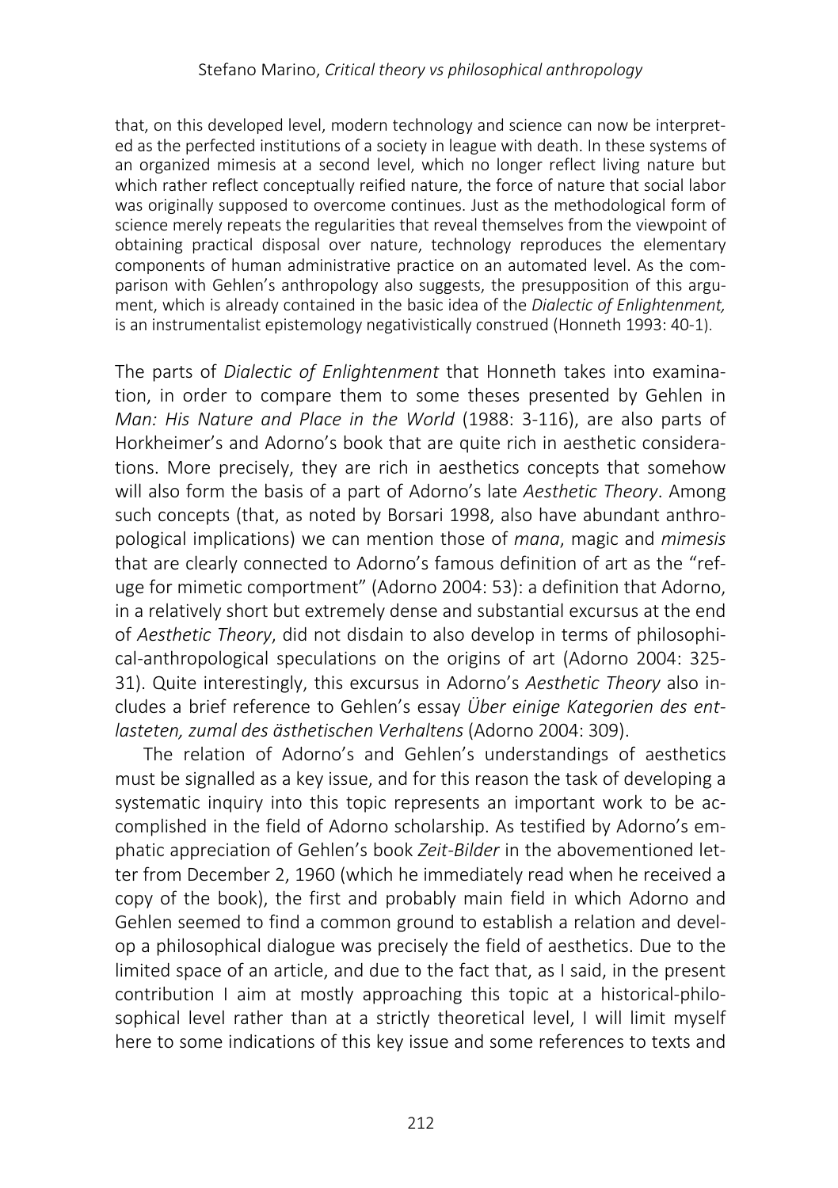that, on this developed level, modern technology and science can now be interpreted as the perfected institutions of a society in league with death. In these systems of an organized mimesis at a second level, which no longer reflect living nature but which rather reflect conceptually reified nature, the force of nature that social labor was originally supposed to overcome continues. Just as the methodological form of science merely repeats the regularities that reveal themselves from the viewpoint of obtaining practical disposal over nature, technology reproduces the elementary components of human administrative practice on an automated level. As the comparison with Gehlen's anthropology also suggests, the presupposition of this argument, which is already contained in the basic idea of the *Dialectic of Enlightenment,* is an instrumentalist epistemology negativistically construed (Honneth 1993: 40-1).

The parts of *Dialectic of Enlightenment* that Honneth takes into examination, in order to compare them to some theses presented by Gehlen in *Man: His Nature and Place in the World* (1988: 3-116), are also parts of Horkheimer's and Adorno's book that are quite rich in aesthetic considerations. More precisely, they are rich in aesthetics concepts that somehow will also form the basis of a part of Adorno's late *Aesthetic Theory*. Among such concepts (that, as noted by Borsari 1998, also have abundant anthropological implications) we can mention those of *mana*, magic and *mimesis* that are clearly connected to Adorno's famous definition of art as the "refuge for mimetic comportment" (Adorno 2004: 53): a definition that Adorno, in a relatively short but extremely dense and substantial excursus at the end of *Aesthetic Theory*, did not disdain to also develop in terms of philosophical-anthropological speculations on the origins of art (Adorno 2004: 325-31). Quite interestingly, this excursus in Adorno's *Aesthetic Theory* also includes a brief reference to Gehlen's essay *Über einige Kategorien des entlasteten, zumal des ästhetischen Verhaltens* (Adorno 2004: 309).

The relation of Adorno's and Gehlen's understandings of aesthetics must be signalled as a key issue, and for this reason the task of developing a systematic inquiry into this topic represents an important work to be accomplished in the field of Adorno scholarship. As testified by Adorno's emphatic appreciation of Gehlen's book *Zeit-Bilder* in the abovementioned letter from December 2, 1960 (which he immediately read when he received a copy of the book), the first and probably main field in which Adorno and Gehlen seemed to find a common ground to establish a relation and develop a philosophical dialogue was precisely the field of aesthetics. Due to the limited space of an article, and due to the fact that, as I said, in the present contribution I aim at mostly approaching this topic at a historical-philosophical level rather than at a strictly theoretical level, I will limit myself here to some indications of this key issue and some references to texts and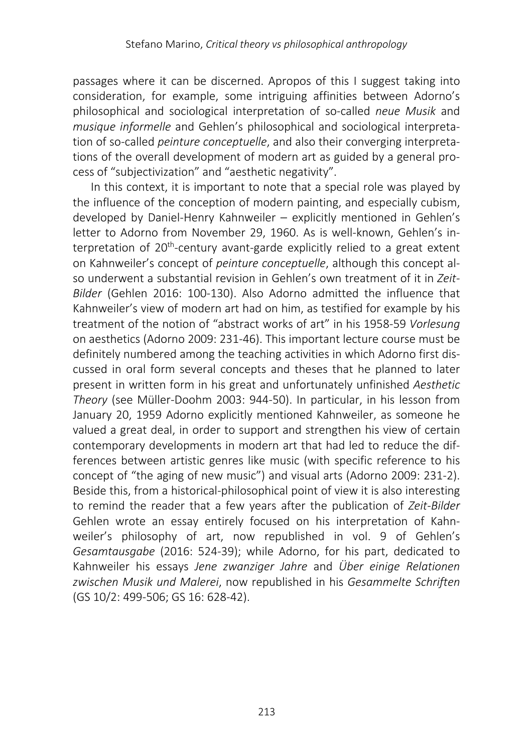passages where it can be discerned. Apropos of this I suggest taking into consideration, for example, some intriguing affinities between Adorno's philosophical and sociological interpretation of so-called *neue Musik* and *musique informelle* and Gehlen's philosophical and sociological interpretation of so-called *peinture conceptuelle*, and also their converging interpretations of the overall development of modern art as guided by a general process of "subjectivization" and "aesthetic negativity".

In this context, it is important to note that a special role was played by the influence of the conception of modern painting, and especially cubism, developed by Daniel-Henry Kahnweiler – explicitly mentioned in Gehlen's letter to Adorno from November 29, 1960. As is well-known, Gehlen's interpretation of 20th-century avant-garde explicitly relied to a great extent on Kahnweiler's concept of *peinture conceptuelle*, although this concept also underwent a substantial revision in Gehlen's own treatment of it in *Zeit-Bilder* (Gehlen 2016: 100-130). Also Adorno admitted the influence that Kahnweiler's view of modern art had on him, as testified for example by his treatment of the notion of "abstract works of art" in his 1958-59 *Vorlesung* on aesthetics (Adorno 2009: 231-46). This important lecture course must be definitely numbered among the teaching activities in which Adorno first discussed in oral form several concepts and theses that he planned to later present in written form in his great and unfortunately unfinished *Aesthetic Theory* (see Müller-Doohm 2003: 944-50). In particular, in his lesson from January 20, 1959 Adorno explicitly mentioned Kahnweiler, as someone he valued a great deal, in order to support and strengthen his view of certain contemporary developments in modern art that had led to reduce the differences between artistic genres like music (with specific reference to his concept of "the aging of new music") and visual arts (Adorno 2009: 231-2). Beside this, from a historical-philosophical point of view it is also interesting to remind the reader that a few years after the publication of *Zeit-Bilder* Gehlen wrote an essay entirely focused on his interpretation of Kahnweiler's philosophy of art, now republished in vol. 9 of Gehlen's *Gesamtausgabe* (2016: 524-39); while Adorno, for his part, dedicated to Kahnweiler his essays *Jene zwanziger Jahre* and *Über einige Relationen zwischen Musik und Malerei*, now republished in his *Gesammelte Schriften* (GS 10/2: 499-506; GS 16: 628-42).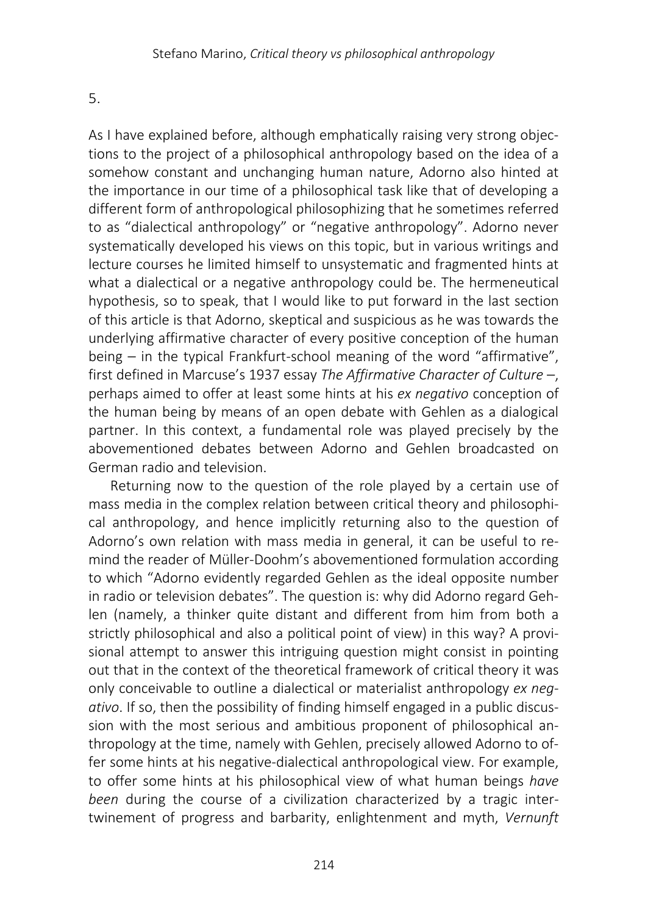5.

As I have explained before, although emphatically raising very strong objections to the project of a philosophical anthropology based on the idea of a somehow constant and unchanging human nature, Adorno also hinted at the importance in our time of a philosophical task like that of developing a different form of anthropological philosophizing that he sometimes referred to as "dialectical anthropology" or "negative anthropology". Adorno never systematically developed his views on this topic, but in various writings and lecture courses he limited himself to unsystematic and fragmented hints at what a dialectical or a negative anthropology could be. The hermeneutical hypothesis, so to speak, that I would like to put forward in the last section of this article is that Adorno, skeptical and suspicious as he was towards the underlying affirmative character of every positive conception of the human being – in the typical Frankfurt-school meaning of the word "affirmative", first defined in Marcuse's 1937 essay *The Affirmative Character of Culture* –, perhaps aimed to offer at least some hints at his *ex negativo* conception of the human being by means of an open debate with Gehlen as a dialogical partner. In this context, a fundamental role was played precisely by the abovementioned debates between Adorno and Gehlen broadcasted on German radio and television.

Returning now to the question of the role played by a certain use of mass media in the complex relation between critical theory and philosophical anthropology, and hence implicitly returning also to the question of Adorno's own relation with mass media in general, it can be useful to remind the reader of Müller-Doohm's abovementioned formulation according to which "Adorno evidently regarded Gehlen as the ideal opposite number in radio or television debates". The question is: why did Adorno regard Gehlen (namely, a thinker quite distant and different from him from both a strictly philosophical and also a political point of view) in this way? A provisional attempt to answer this intriguing question might consist in pointing out that in the context of the theoretical framework of critical theory it was only conceivable to outline a dialectical or materialist anthropology *ex negativo*. If so, then the possibility of finding himself engaged in a public discussion with the most serious and ambitious proponent of philosophical anthropology at the time, namely with Gehlen, precisely allowed Adorno to offer some hints at his negative-dialectical anthropological view. For example, to offer some hints at his philosophical view of what human beings *have been* during the course of a civilization characterized by a tragic intertwinement of progress and barbarity, enlightenment and myth, *Vernunft*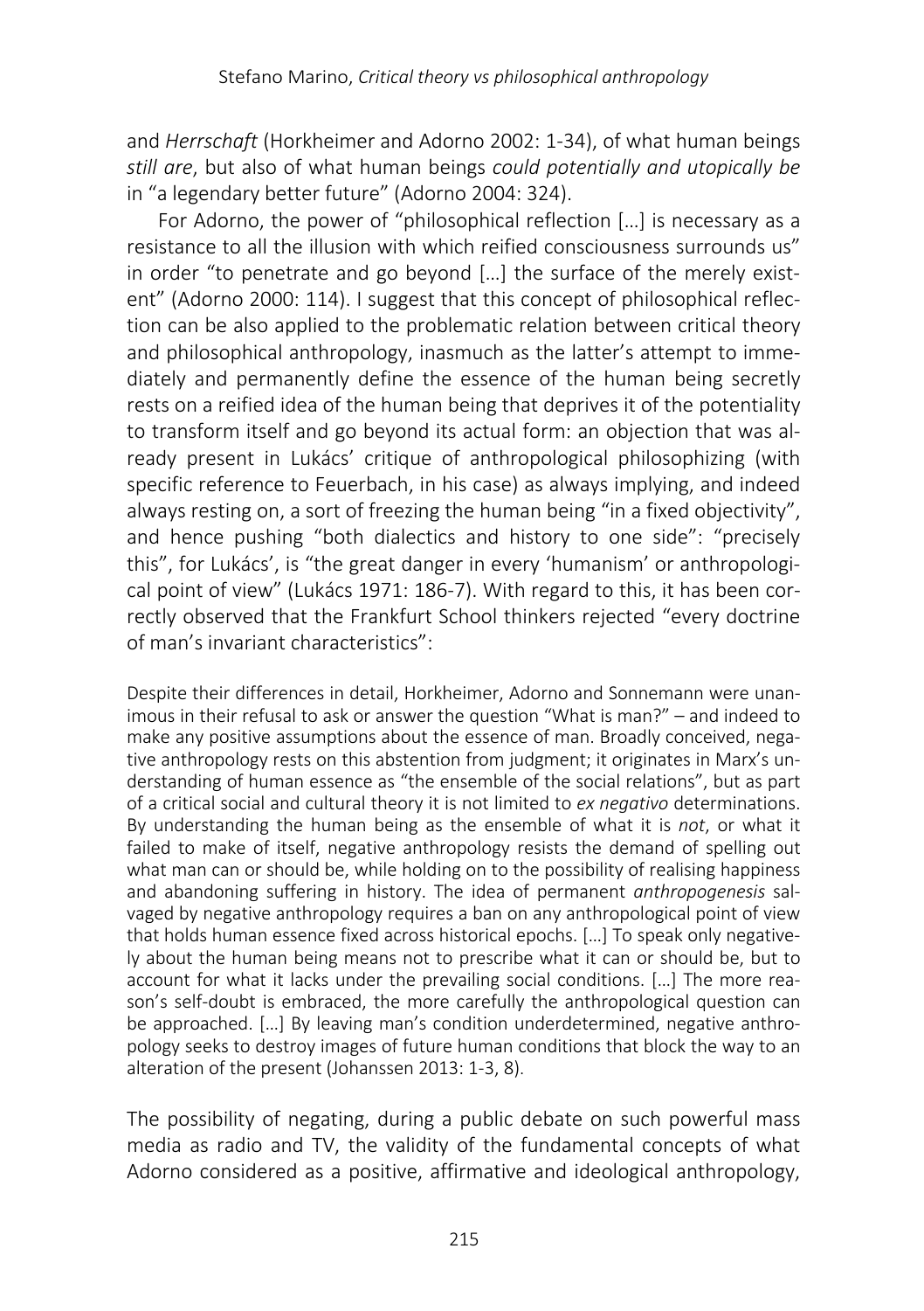and *Herrschaft* (Horkheimer and Adorno 2002: 1-34), of what human beings *still are*, but also of what human beings *could potentially and utopically be* in "a legendary better future" (Adorno 2004: 324).

For Adorno, the power of "philosophical reflection […] is necessary as a resistance to all the illusion with which reified consciousness surrounds us" in order "to penetrate and go beyond […] the surface of the merely existent" (Adorno 2000: 114). I suggest that this concept of philosophical reflection can be also applied to the problematic relation between critical theory and philosophical anthropology, inasmuch as the latter's attempt to immediately and permanently define the essence of the human being secretly rests on a reified idea of the human being that deprives it of the potentiality to transform itself and go beyond its actual form: an objection that was already present in Lukács' critique of anthropological philosophizing (with specific reference to Feuerbach, in his case) as always implying, and indeed always resting on, a sort of freezing the human being "in a fixed objectivity", and hence pushing "both dialectics and history to one side": "precisely this", for Lukács', is "the great danger in every 'humanism' or anthropological point of view" (Lukács 1971: 186-7). With regard to this, it has been correctly observed that the Frankfurt School thinkers rejected "every doctrine of man's invariant characteristics":

> Despite their differences in detail, Horkheimer, Adorno and Sonnemann were unanimous in their refusal to ask or answer the question "What is man?" – and indeed to make any positive assumptions about the essence of man. Broadly conceived, negative anthropology rests on this abstention from judgment; it originates in Marx's understanding of human essence as "the ensemble of the social relations", but as part of a critical social and cultural theory it is not limited to *ex negativo* determinations. By understanding the human being as the ensemble of what it is *not*, or what it failed to make of itself, negative anthropology resists the demand of spelling out what man can or should be, while holding on to the possibility of realising happiness and abandoning suffering in history. The idea of permanent *anthropogenesis* salvaged by negative anthropology requires a ban on any anthropological point of view that holds human essence fixed across historical epochs. […] To speak only negatively about the human being means not to prescribe what it can or should be, but to account for what it lacks under the prevailing social conditions. […] The more reason's self-doubt is embraced, the more carefully the anthropological question can be approached. […] By leaving man's condition underdetermined, negative anthropology seeks to destroy images of future human conditions that block the way to an alteration of the present (Johanssen 2013: 1-3, 8).

The possibility of negating, during a public debate on such powerful mass media as radio and TV, the validity of the fundamental concepts of what Adorno considered as a positive, affirmative and ideological anthropology,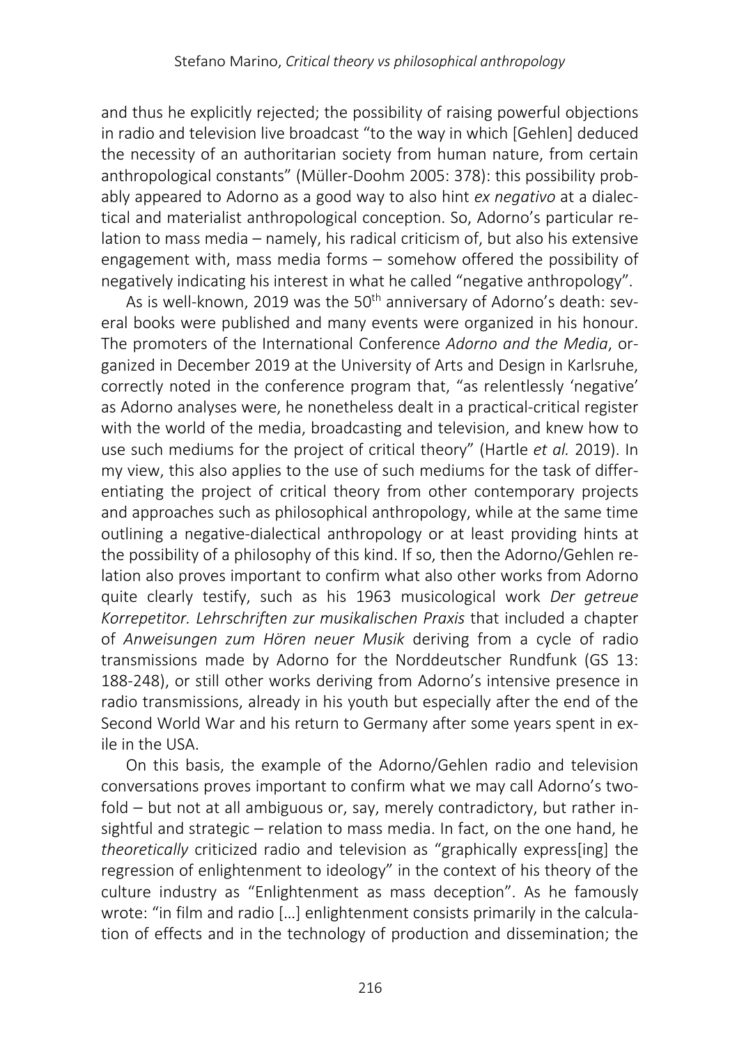and thus he explicitly rejected; the possibility of raising powerful objections in radio and television live broadcast "to the way in which [Gehlen] deduced the necessity of an authoritarian society from human nature, from certain anthropological constants" (Müller-Doohm 2005: 378): this possibility probably appeared to Adorno as a good way to also hint *ex negativo* at a dialectical and materialist anthropological conception. So, Adorno's particular relation to mass media – namely, his radical criticism of, but also his extensive engagement with, mass media forms – somehow offered the possibility of negatively indicating his interest in what he called "negative anthropology".

As is well-known, 2019 was the 50th anniversary of Adorno's death: several books were published and many events were organized in his honour. The promoters of the International Conference *Adorno and the Media*, organized in December 2019 at the University of Arts and Design in Karlsruhe, correctly noted in the conference program that, "as relentlessly 'negative' as Adorno analyses were, he nonetheless dealt in a practical-critical register with the world of the media, broadcasting and television, and knew how to use such mediums for the project of critical theory" (Hartle *et al.* 2019). In my view, this also applies to the use of such mediums for the task of differentiating the project of critical theory from other contemporary projects and approaches such as philosophical anthropology, while at the same time outlining a negative-dialectical anthropology or at least providing hints at the possibility of a philosophy of this kind. If so, then the Adorno/Gehlen relation also proves important to confirm what also other works from Adorno quite clearly testify, such as his 1963 musicological work *Der getreue Korrepetitor. Lehrschriften zur musikalischen Praxis* that included a chapter of *Anweisungen zum Hören neuer Musik* deriving from a cycle of radio transmissions made by Adorno for the Norddeutscher Rundfunk (GS 13: 188-248), or still other works deriving from Adorno's intensive presence in radio transmissions, already in his youth but especially after the end of the Second World War and his return to Germany after some years spent in exile in the USA.

On this basis, the example of the Adorno/Gehlen radio and television conversations proves important to confirm what we may call Adorno's twofold – but not at all ambiguous or, say, merely contradictory, but rather insightful and strategic – relation to mass media. In fact, on the one hand, he *theoretically* criticized radio and television as "graphically express[ing] the regression of enlightenment to ideology" in the context of his theory of the culture industry as "Enlightenment as mass deception". As he famously wrote: "in film and radio […] enlightenment consists primarily in the calculation of effects and in the technology of production and dissemination; the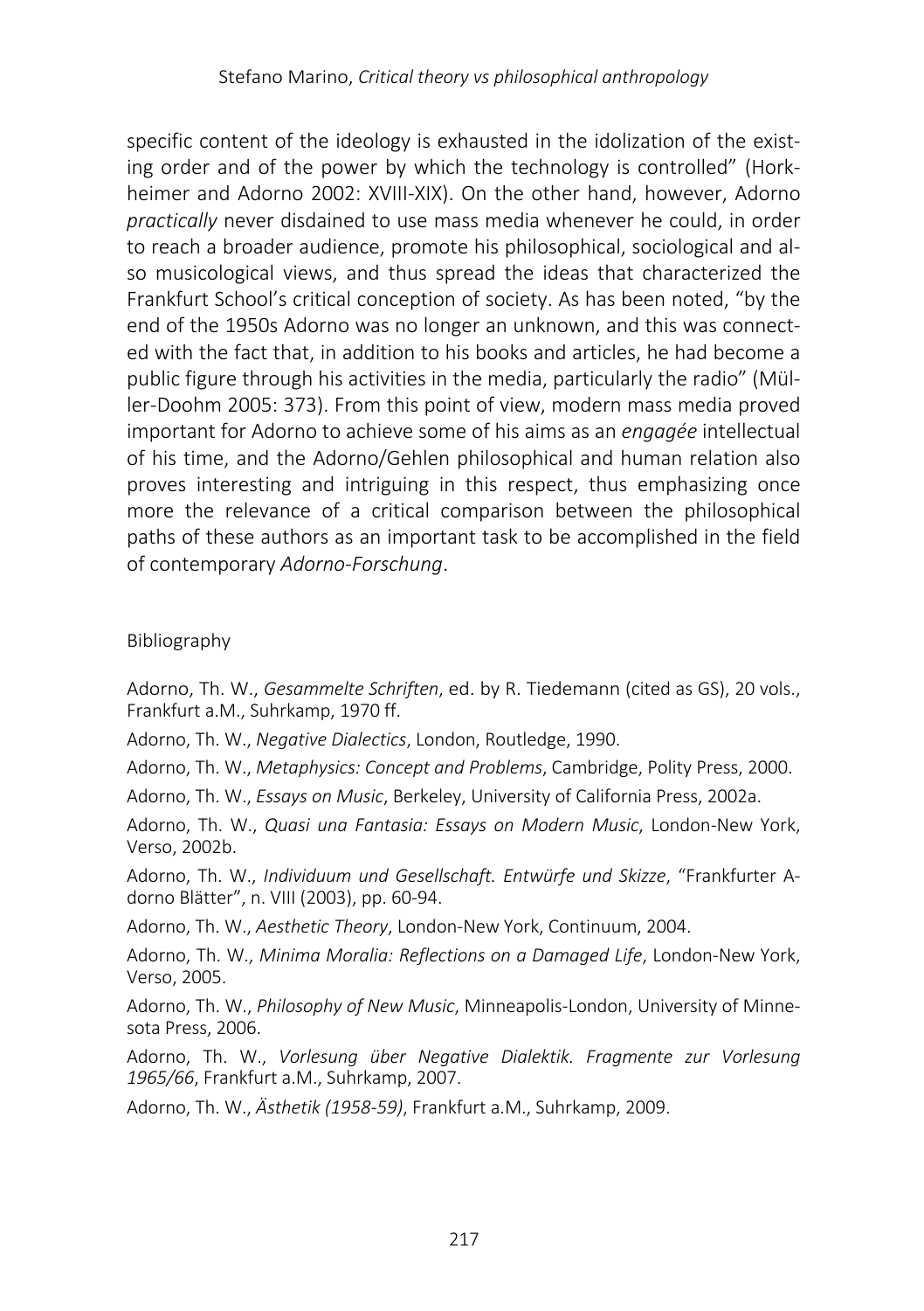specific content of the ideology is exhausted in the idolization of the existing order and of the power by which the technology is controlled" (Horkheimer and Adorno 2002: XVIII-XIX). On the other hand, however, Adorno *practically* never disdained to use mass media whenever he could, in order to reach a broader audience, promote his philosophical, sociological and also musicological views, and thus spread the ideas that characterized the Frankfurt School's critical conception of society. As has been noted, "by the end of the 1950s Adorno was no longer an unknown, and this was connected with the fact that, in addition to his books and articles, he had become a public figure through his activities in the media, particularly the radio" (Müller-Doohm 2005: 373). From this point of view, modern mass media proved important for Adorno to achieve some of his aims as an *engagée* intellectual of his time, and the Adorno/Gehlen philosophical and human relation also proves interesting and intriguing in this respect, thus emphasizing once more the relevance of a critical comparison between the philosophical paths of these authors as an important task to be accomplished in the field of contemporary *Adorno-Forschung*.

## Bibliography

Adorno, Th. W., *Gesammelte Schriften*, ed. by R. Tiedemann (cited as GS), 20 vols., Frankfurt a.M., Suhrkamp, 1970 ff.

Adorno, Th. W., *Negative Dialectics*, London, Routledge, 1990.

Adorno, Th. W., *Metaphysics: Concept and Problems*, Cambridge, Polity Press, 2000.

Adorno, Th. W., *Essays on Music*, Berkeley, University of California Press, 2002a.

Adorno, Th. W., *Quasi una Fantasia: Essays on Modern Music*, London-New York, Verso, 2002b.

Adorno, Th. W., *Individuum und Gesellschaft. Entwürfe und Skizze*, "Frankfurter Adorno Blätter", n. VIII (2003), pp. 60-94.

Adorno, Th. W., *Aesthetic Theory*, London-New York, Continuum, 2004.

Adorno, Th. W., *Minima Moralia: Reflections on a Damaged Life*, London-New York, Verso, 2005.

Adorno, Th. W., *Philosophy of New Music*, Minneapolis-London, University of Minnesota Press, 2006.

Adorno, Th. W., *Vorlesung über Negative Dialektik. Fragmente zur Vorlesung 1965/66*, Frankfurt a.M., Suhrkamp, 2007.

Adorno, Th. W., *Ästhetik (1958-59)*, Frankfurt a.M., Suhrkamp, 2009.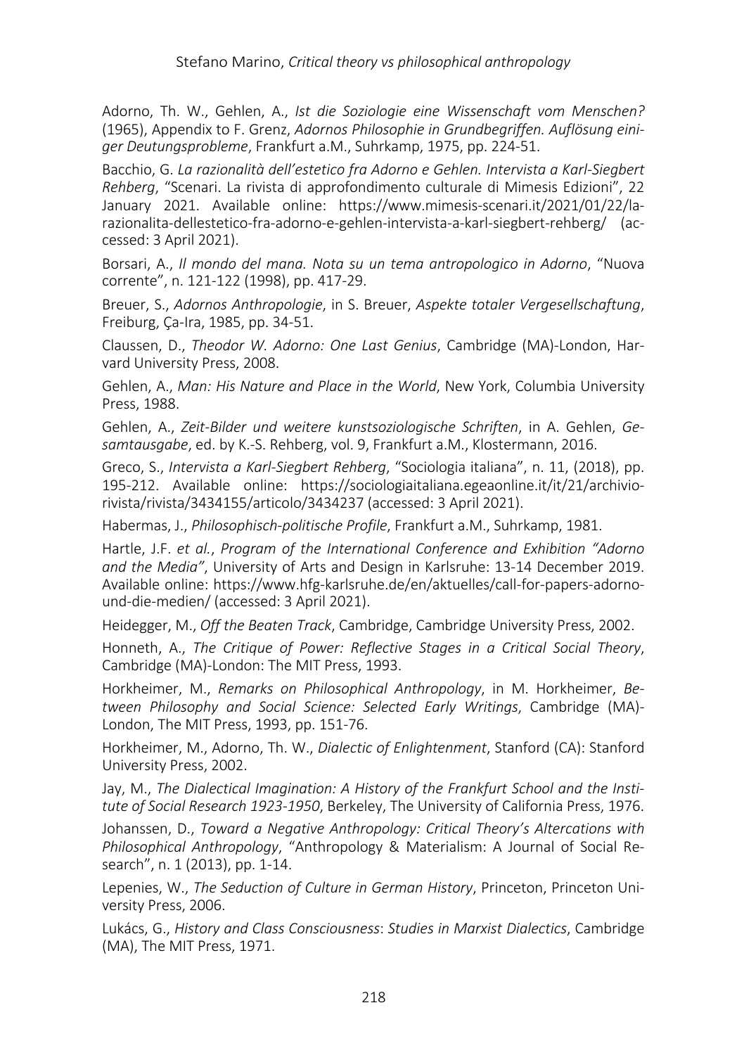Adorno, Th. W., Gehlen, A., *Ist die Soziologie eine Wissenschaft vom Menschen?* (1965), Appendix to F. Grenz, *Adornos Philosophie in Grundbegriffen. Auflösung einiger Deutungsprobleme*, Frankfurt a.M., Suhrkamp, 1975, pp. 224-51.

Bacchio, G. *La razionalità dell'estetico fra Adorno e Gehlen. Intervista a Karl-Siegbert Rehberg*, "Scenari. La rivista di approfondimento culturale di Mimesis Edizioni", 22 January 2021. Available online: https://www.mimesis-scenari.it/2021/01/22/la-razionalita-dellestetico-fra-adorno-e-gehlen-intervista-a-karl-siegbert-rehberg/ (accessed: 3 April 2021).

Borsari, A., *Il mondo del mana. Nota su un tema antropologico in Adorno*, "Nuova corrente", n. 121-122 (1998), pp. 417-29.

Breuer, S., *Adornos Anthropologie*, in S. Breuer, *Aspekte totaler Vergesellschaftung*, Freiburg, Ça-Ira, 1985, pp. 34-51.

Claussen, D., *Theodor W. Adorno: One Last Genius*, Cambridge (MA)-London, Harvard University Press, 2008.

Gehlen, A., *Man: His Nature and Place in the World*, New York, Columbia University Press, 1988.

Gehlen, A., *Zeit-Bilder und weitere kunstsoziologische Schriften*, in A. Gehlen, *Gesamtausgabe*, ed. by K.-S. Rehberg, vol. 9, Frankfurt a.M., Klostermann, 2016.

Greco, S., *Intervista a Karl-Siegbert Rehberg*, "Sociologia italiana", n. 11, (2018), pp. 195-212. Available online: https://sociologiaitaliana.egeaonline.it/it/21/archivio-rivista/rivista/3434155/articolo/3434237 (accessed: 3 April 2021).

Habermas, J., *Philosophisch-politische Profile*, Frankfurt a.M., Suhrkamp, 1981.

Hartle, J.F. *et al.*, *Program of the International Conference and Exhibition "Adorno and the Media"*, University of Arts and Design in Karlsruhe: 13-14 December 2019. Available online: https://www.hfg-karlsruhe.de/en/aktuelles/call-for-papers-adorno-und-die-medien/ (accessed: 3 April 2021).

Heidegger, M., *Off the Beaten Track*, Cambridge, Cambridge University Press, 2002.

Honneth, A., *The Critique of Power: Reflective Stages in a Critical Social Theory*, Cambridge (MA)-London: The MIT Press, 1993.

Horkheimer, M., *Remarks on Philosophical Anthropology*, in M. Horkheimer, *Between Philosophy and Social Science: Selected Early Writings*, Cambridge (MA)-London, The MIT Press, 1993, pp. 151-76.

Horkheimer, M., Adorno, Th. W., *Dialectic of Enlightenment*, Stanford (CA): Stanford University Press, 2002.

Jay, M., *The Dialectical Imagination: A History of the Frankfurt School and the Institute of Social Research 1923-1950*, Berkeley, The University of California Press, 1976.

Johanssen, D., *Toward a Negative Anthropology: Critical Theory's Altercations with Philosophical Anthropology*, "Anthropology & Materialism: A Journal of Social Research", n. 1 (2013), pp. 1-14.

Lepenies, W., *The Seduction of Culture in German History*, Princeton, Princeton University Press, 2006.

Lukács, G., *History and Class Consciousness*: *Studies in Marxist Dialectics*, Cambridge (MA), The MIT Press, 1971.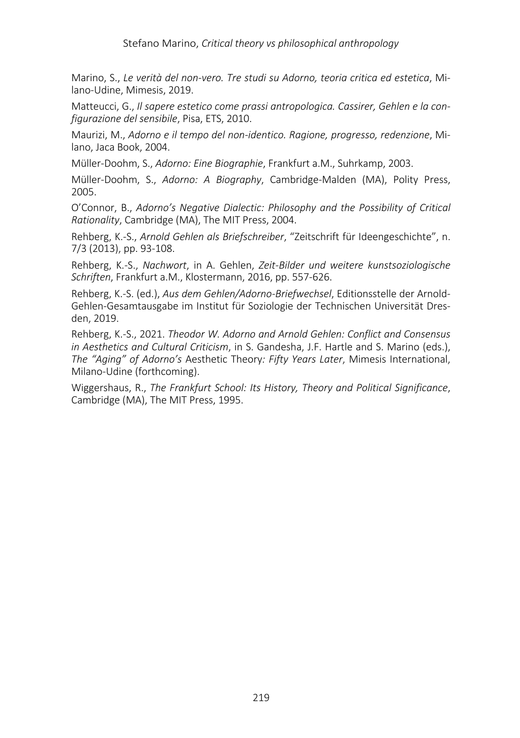Marino, S., *Le verità del non-vero. Tre studi su Adorno, teoria critica ed estetica*, Milano-Udine, Mimesis, 2019.

Matteucci, G., *Il sapere estetico come prassi antropologica. Cassirer, Gehlen e la configurazione del sensibile*, Pisa, ETS, 2010.

Maurizi, M., *Adorno e il tempo del non-identico. Ragione, progresso, redenzione*, Milano, Jaca Book, 2004.

Müller-Doohm, S., *Adorno: Eine Biographie*, Frankfurt a.M., Suhrkamp, 2003.

Müller-Doohm, S., *Adorno: A Biography*, Cambridge-Malden (MA), Polity Press, 2005.

O'Connor, B., *Adorno's Negative Dialectic: Philosophy and the Possibility of Critical Rationality*, Cambridge (MA), The MIT Press, 2004.

Rehberg, K.-S., *Arnold Gehlen als Briefschreiber*, "Zeitschrift für Ideengeschichte", n. 7/3 (2013), pp. 93-108.

Rehberg, K.-S., *Nachwort*, in A. Gehlen, *Zeit-Bilder und weitere kunstsoziologische Schriften*, Frankfurt a.M., Klostermann, 2016, pp. 557-626.

Rehberg, K.-S. (ed.), *Aus dem Gehlen/Adorno-Briefwechsel*, Editionsstelle der Arnold-Gehlen-Gesamtausgabe im Institut für Soziologie der Technischen Universität Dresden, 2019.

Rehberg, K.-S., 2021. *Theodor W. Adorno and Arnold Gehlen: Conflict and Consensus in Aesthetics and Cultural Criticism*, in S. Gandesha, J.F. Hartle and S. Marino (eds.), *The "Aging" of Adorno's* Aesthetic Theory*: Fifty Years Later*, Mimesis International, Milano-Udine (forthcoming).

Wiggershaus, R., *The Frankfurt School: Its History, Theory and Political Significance*, Cambridge (MA), The MIT Press, 1995.